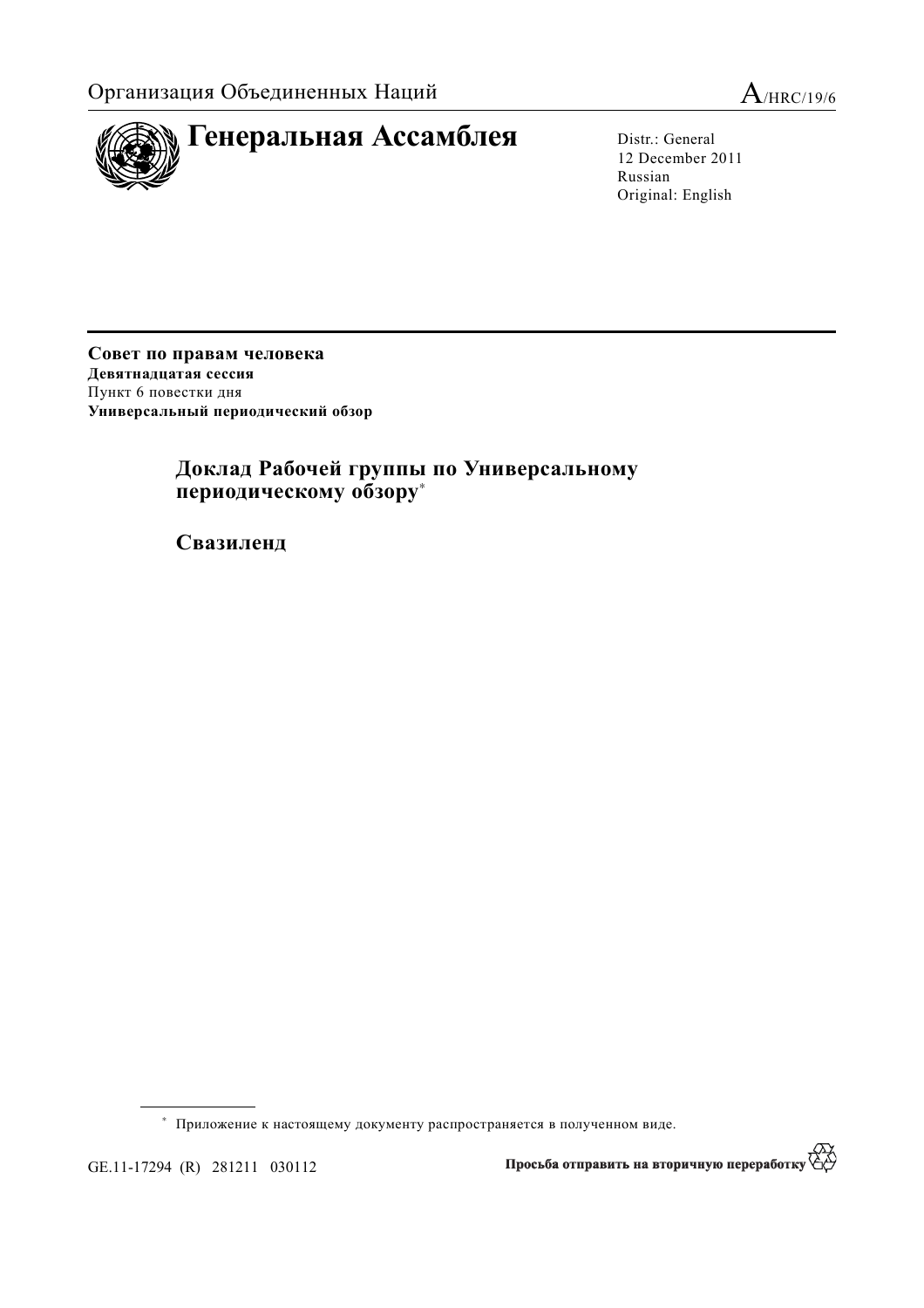Организация Объединенных Наций

A/HRC/19/6

# Генеральная Ассамблея

Distr.: General
12 December 2011
Russian
Original: English

**Совет по правам человека**
**Девятнадцатая сессия**
Пункт 6 повестки дня
**Универсальный периодический обзор**

## Доклад Рабочей группы по Универсальному периодическому обзору*

## Свазиленд

\* Приложение к настоящему документу распространяется в полученном виде.

GE.11-17294 (R) 281211 030112

Просьба отправить на вторичную переработку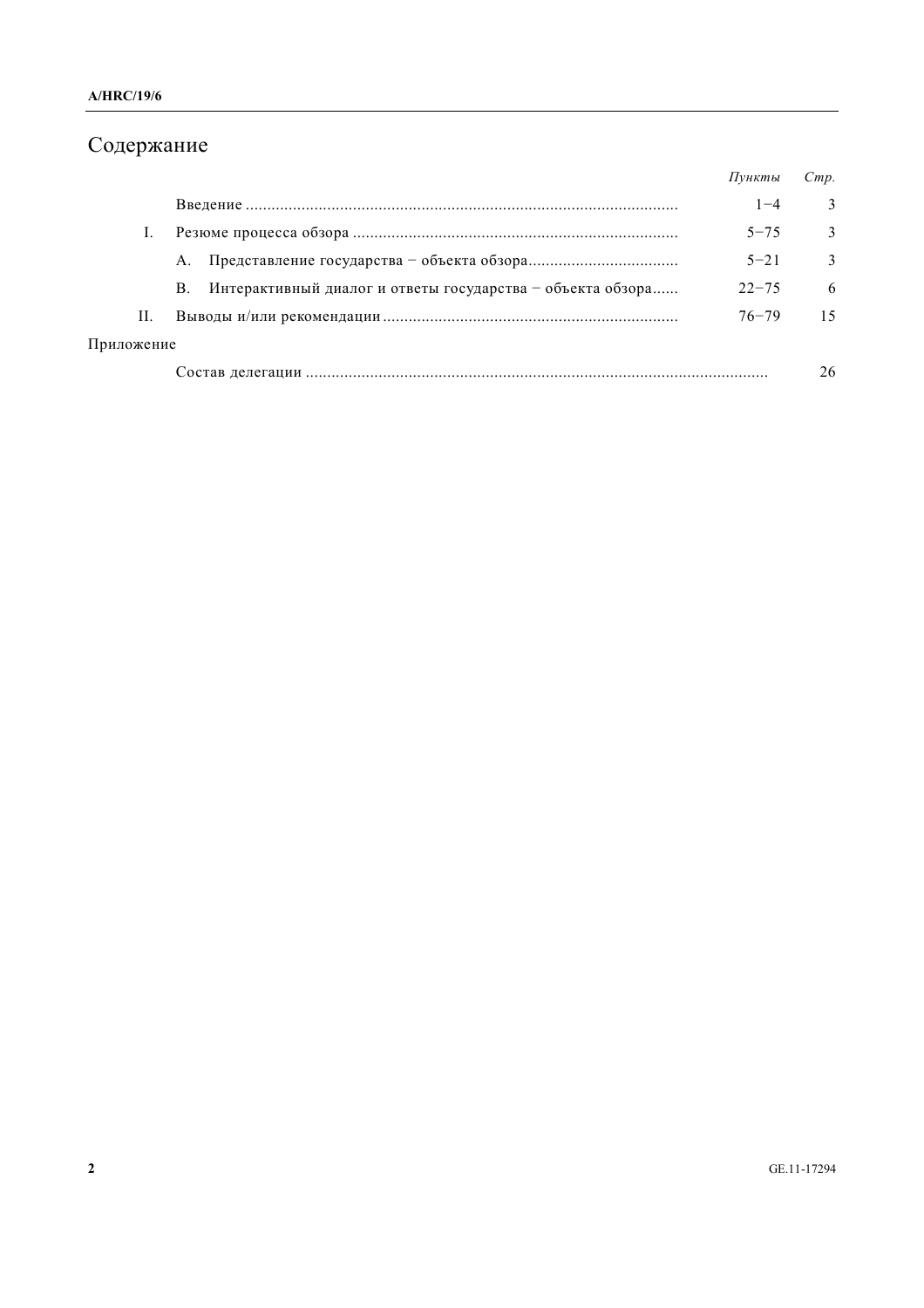# Содержание

| | | *Пункты* | *Стр.* |
|---|---|---|---|
| | Введение | 1−4 | 3 |
| I. | Резюме процесса обзора | 5−75 | 3 |
| | A. Представление государства − объекта обзора | 5−21 | 3 |
| | B. Интерактивный диалог и ответы государства − объекта обзора | 22−75 | 6 |
| II. | Выводы и/или рекомендации | 76−79 | 15 |
| Приложение | | | |
| | Состав делегации | | 26 |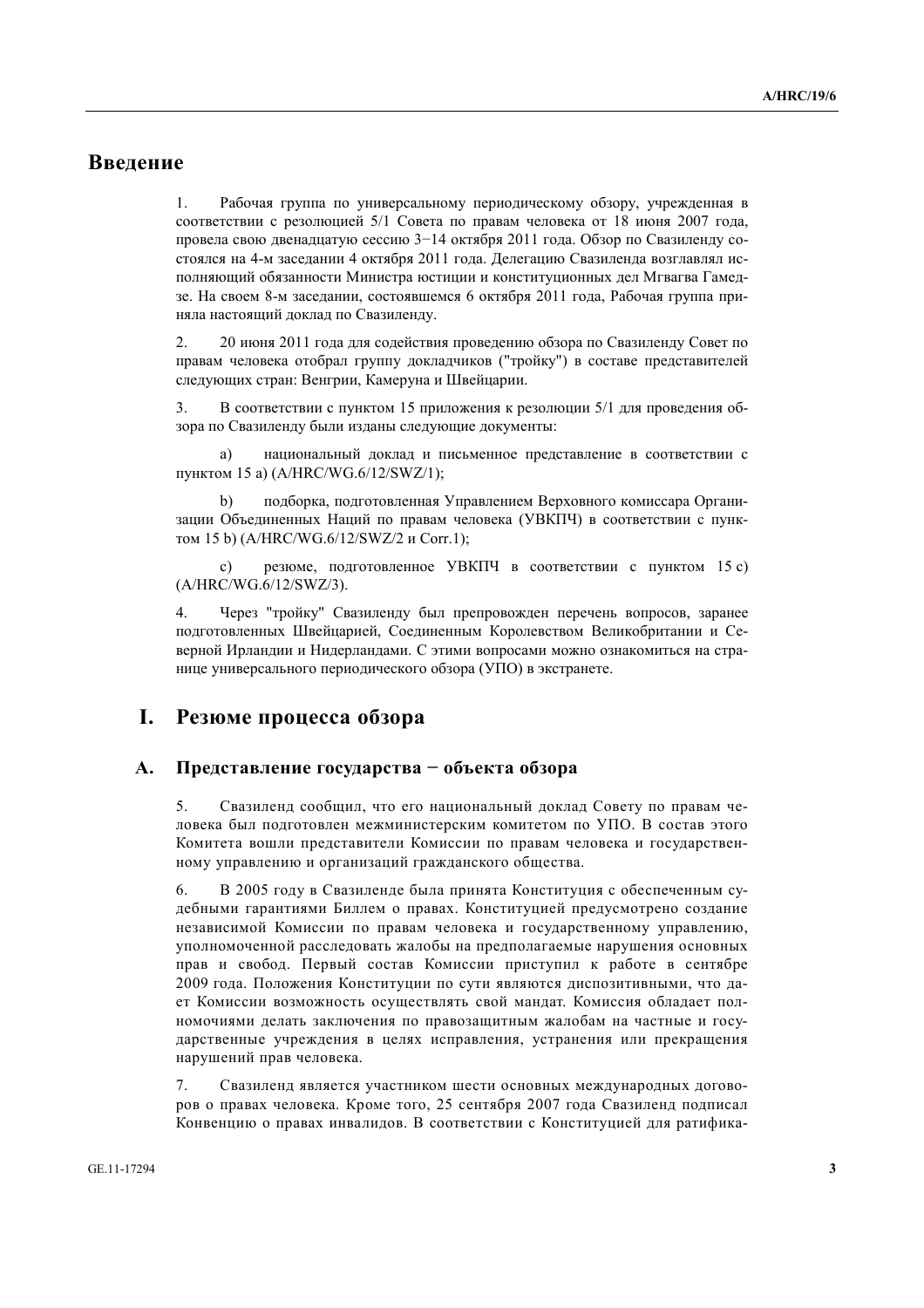# Введение

1. Рабочая группа по универсальному периодическому обзору, учрежденная в соответствии с резолюцией 5/1 Совета по правам человека от 18 июня 2007 года, провела свою двенадцатую сессию 3−14 октября 2011 года. Обзор по Свазиленду состоялся на 4-м заседании 4 октября 2011 года. Делегацию Свазиленда возглавлял исполняющий обязанности Министра юстиции и конституционных дел Мгвагва Гамедзе. На своем 8-м заседании, состоявшемся 6 октября 2011 года, Рабочая группа приняла настоящий доклад по Свазиленду.

2. 20 июня 2011 года для содействия проведению обзора по Свазиленду Совет по правам человека отобрал группу докладчиков ("тройку") в составе представителей следующих стран: Венгрии, Камеруна и Швейцарии.

3. В соответствии с пунктом 15 приложения к резолюции 5/1 для проведения обзора по Свазиленду были изданы следующие документы:

a) национальный доклад и письменное представление в соответствии с пунктом 15 а) (A/HRC/WG.6/12/SWZ/1);

b) подборка, подготовленная Управлением Верховного комиссара Организации Объединенных Наций по правам человека (УВКПЧ) в соответствии с пунктом 15 b) (A/HRC/WG.6/12/SWZ/2 и Corr.1);

c) резюме, подготовленное УВКПЧ в соответствии с пунктом 15 с) (A/HRC/WG.6/12/SWZ/3).

4. Через "тройку" Свазиленду был препровожден перечень вопросов, заранее подготовленных Швейцарией, Соединенным Королевством Великобритании и Северной Ирландии и Нидерландами. С этими вопросами можно ознакомиться на странице универсального периодического обзора (УПО) в экстранете.

# I. Резюме процесса обзора

## A. Представление государства − объекта обзора

5. Свазиленд сообщил, что его национальный доклад Совету по правам человека был подготовлен межминистерским комитетом по УПО. В состав этого Комитета вошли представители Комиссии по правам человека и государственному управлению и организаций гражданского общества.

6. В 2005 году в Свазиленде была принята Конституция с обеспеченным судебными гарантиями Биллем о правах. Конституцией предусмотрено создание независимой Комиссии по правам человека и государственному управлению, уполномоченной расследовать жалобы на предполагаемые нарушения основных прав и свобод. Первый состав Комиссии приступил к работе в сентябре 2009 года. Положения Конституции по сути являются диспозитивными, что дает Комиссии возможность осуществлять свой мандат. Комиссия обладает полномочиями делать заключения по правозащитным жалобам на частные и государственные учреждения в целях исправления, устранения или прекращения нарушений прав человека.

7. Свазиленд является участником шести основных международных договоров о правах человека. Кроме того, 25 сентября 2007 года Свазиленд подписал Конвенцию о правах инвалидов. В соответствии с Конституцией для ратифика-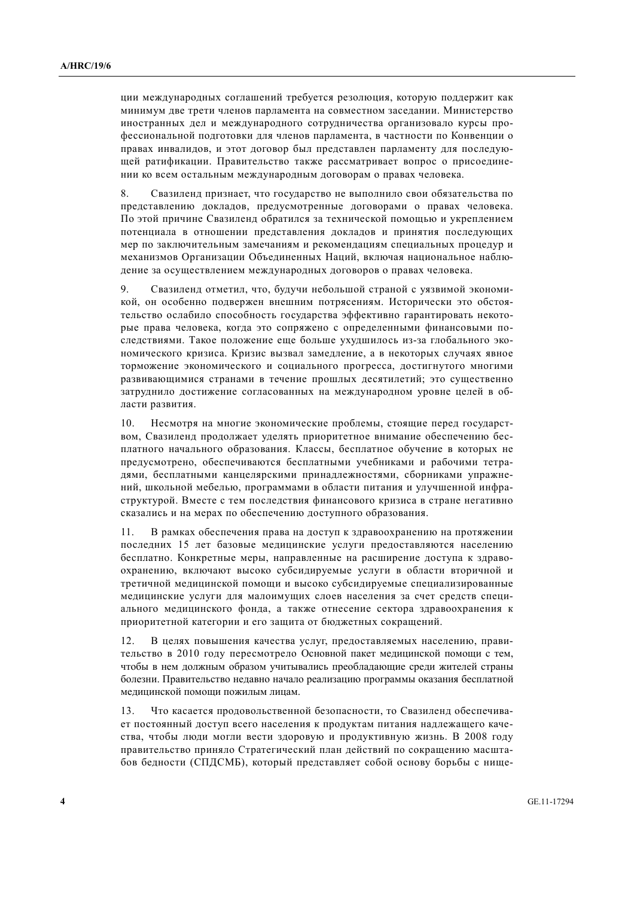ции международных соглашений требуется резолюция, которую поддержит как минимум две трети членов парламента на совместном заседании. Министерство иностранных дел и международного сотрудничества организовало курсы профессиональной подготовки для членов парламента, в частности по Конвенции о правах инвалидов, и этот договор был представлен парламенту для последующей ратификации. Правительство также рассматривает вопрос о присоединении ко всем остальным международным договорам о правах человека.

8. Свазиленд признает, что государство не выполнило свои обязательства по представлению докладов, предусмотренные договорами о правах человека. По этой причине Свазиленд обратился за технической помощью и укреплением потенциала в отношении представления докладов и принятия последующих мер по заключительным замечаниям и рекомендациям специальных процедур и механизмов Организации Объединенных Наций, включая национальное наблюдение за осуществлением международных договоров о правах человека.

9. Свазиленд отметил, что, будучи небольшой страной с уязвимой экономикой, он особенно подвержен внешним потрясениям. Исторически это обстоятельство ослабило способность государства эффективно гарантировать некоторые права человека, когда это сопряжено с определенными финансовыми последствиями. Такое положение еще больше ухудшилось из-за глобального экономического кризиса. Кризис вызвал замедление, а в некоторых случаях явное торможение экономического и социального прогресса, достигнутого многими развивающимися странами в течение прошлых десятилетий; это существенно затруднило достижение согласованных на международном уровне целей в области развития.

10. Несмотря на многие экономические проблемы, стоящие перед государством, Свазиленд продолжает уделять приоритетное внимание обеспечению бесплатного начального образования. Классы, бесплатное обучение в которых не предусмотрено, обеспечиваются бесплатными учебниками и рабочими тетрадями, бесплатными канцелярскими принадлежностями, сборниками упражнений, школьной мебелью, программами в области питания и улучшенной инфраструктурой. Вместе с тем последствия финансового кризиса в стране негативно сказались и на мерах по обеспечению доступного образования.

11. В рамках обеспечения права на доступ к здравоохранению на протяжении последних 15 лет базовые медицинские услуги предоставляются населению бесплатно. Конкретные меры, направленные на расширение доступа к здравоохранению, включают высоко субсидируемые услуги в области вторичной и третичной медицинской помощи и высоко субсидируемые специализированные медицинские услуги для малоимущих слоев населения за счет средств специального медицинского фонда, а также отнесение сектора здравоохранения к приоритетной категории и его защита от бюджетных сокращений.

12. В целях повышения качества услуг, предоставляемых населению, правительство в 2010 году пересмотрело Основной пакет медицинской помощи с тем, чтобы в нем должным образом учитывались преобладающие среди жителей страны болезни. Правительство недавно начало реализацию программы оказания бесплатной медицинской помощи пожилым лицам.

13. Что касается продовольственной безопасности, то Свазиленд обеспечивает постоянный доступ всего населения к продуктам питания надлежащего качества, чтобы люди могли вести здоровую и продуктивную жизнь. В 2008 году правительство приняло Стратегический план действий по сокращению масштабов бедности (СПДСМБ), который представляет собой основу борьбы с нище-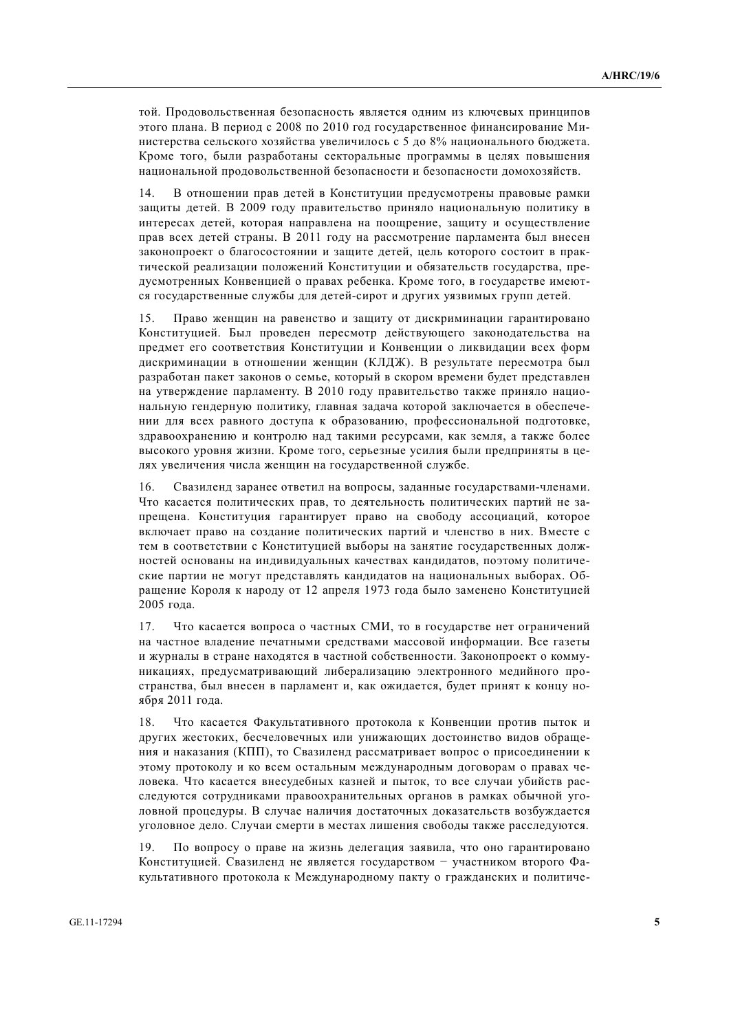той. Продовольственная безопасность является одним из ключевых принципов этого плана. В период с 2008 по 2010 год государственное финансирование Министерства сельского хозяйства увеличилось с 5 до 8% национального бюджета. Кроме того, были разработаны секторальные программы в целях повышения национальной продовольственной безопасности и безопасности домохозяйств.

14. В отношении прав детей в Конституции предусмотрены правовые рамки защиты детей. В 2009 году правительство приняло национальную политику в интересах детей, которая направлена на поощрение, защиту и осуществление прав всех детей страны. В 2011 году на рассмотрение парламента был внесен законопроект о благосостоянии и защите детей, цель которого состоит в практической реализации положений Конституции и обязательств государства, предусмотренных Конвенцией о правах ребенка. Кроме того, в государстве имеются государственные службы для детей-сирот и других уязвимых групп детей.

15. Право женщин на равенство и защиту от дискриминации гарантировано Конституцией. Был проведен пересмотр действующего законодательства на предмет его соответствия Конституции и Конвенции о ликвидации всех форм дискриминации в отношении женщин (КЛДЖ). В результате пересмотра был разработан пакет законов о семье, который в скором времени будет представлен на утверждение парламенту. В 2010 году правительство также приняло национальную гендерную политику, главная задача которой заключается в обеспечении для всех равного доступа к образованию, профессиональной подготовке, здравоохранению и контролю над такими ресурсами, как земля, а также более высокого уровня жизни. Кроме того, серьезные усилия были предприняты в целях увеличения числа женщин на государственной службе.

16. Свазиленд заранее ответил на вопросы, заданные государствами-членами. Что касается политических прав, то деятельность политических партий не запрещена. Конституция гарантирует право на свободу ассоциаций, которое включает право на создание политических партий и членство в них. Вместе с тем в соответствии с Конституцией выборы на занятие государственных должностей основаны на индивидуальных качествах кандидатов, поэтому политические партии не могут представлять кандидатов на национальных выборах. Обращение Короля к народу от 12 апреля 1973 года было заменено Конституцией 2005 года.

17. Что касается вопроса о частных СМИ, то в государстве нет ограничений на частное владение печатными средствами массовой информации. Все газеты и журналы в стране находятся в частной собственности. Законопроект о коммуникациях, предусматривающий либерализацию электронного медийного пространства, был внесен в парламент и, как ожидается, будет принят к концу ноября 2011 года.

18. Что касается Факультативного протокола к Конвенции против пыток и других жестоких, бесчеловечных или унижающих достоинство видов обращения и наказания (КПП), то Свазиленд рассматривает вопрос о присоединении к этому протоколу и ко всем остальным международным договорам о правах человека. Что касается внесудебных казней и пыток, то все случаи убийств расследуются сотрудниками правоохранительных органов в рамках обычной уголовной процедуры. В случае наличия достаточных доказательств возбуждается уголовное дело. Случаи смерти в местах лишения свободы также расследуются.

19. По вопросу о праве на жизнь делегация заявила, что оно гарантировано Конституцией. Свазиленд не является государством − участником второго Факультативного протокола к Международному пакту о гражданских и политиче-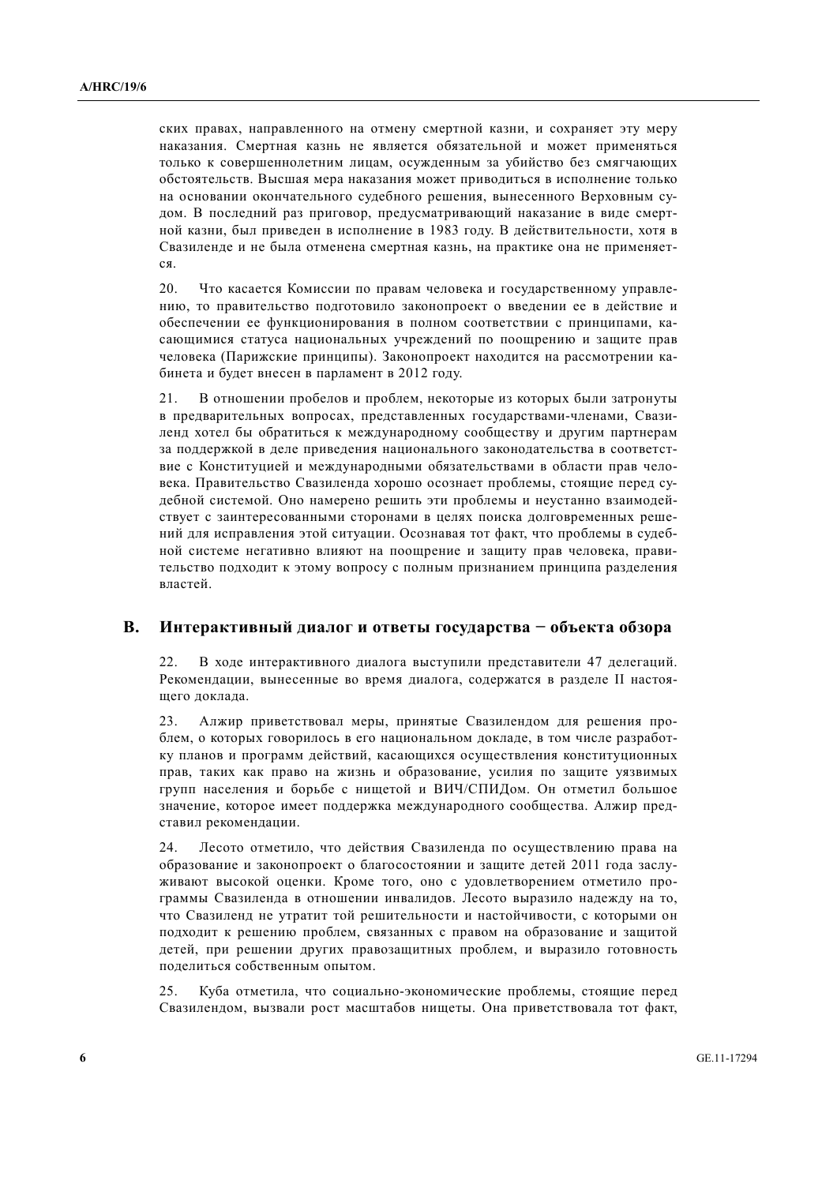ских правах, направленного на отмену смертной казни, и сохраняет эту меру наказания. Смертная казнь не является обязательной и может применяться только к совершеннолетним лицам, осужденным за убийство без смягчающих обстоятельств. Высшая мера наказания может приводиться в исполнение только на основании окончательного судебного решения, вынесенного Верховным судом. В последний раз приговор, предусматривающий наказание в виде смертной казни, был приведен в исполнение в 1983 году. В действительности, хотя в Свазиленде и не была отменена смертная казнь, на практике она не применяется.

20. Что касается Комиссии по правам человека и государственному управлению, то правительство подготовило законопроект о введении ее в действие и обеспечении ее функционирования в полном соответствии с принципами, касающимися статуса национальных учреждений по поощрению и защите прав человека (Парижские принципы). Законопроект находится на рассмотрении кабинета и будет внесен в парламент в 2012 году.

21. В отношении пробелов и проблем, некоторые из которых были затронуты в предварительных вопросах, представленных государствами-членами, Свазиленд хотел бы обратиться к международному сообществу и другим партнерам за поддержкой в деле приведения национального законодательства в соответствие с Конституцией и международными обязательствами в области прав человека. Правительство Свазиленда хорошо осознает проблемы, стоящие перед судебной системой. Оно намерено решить эти проблемы и неустанно взаимодействует с заинтересованными сторонами в целях поиска долговременных решений для исправления этой ситуации. Осознавая тот факт, что проблемы в судебной системе негативно влияют на поощрение и защиту прав человека, правительство подходит к этому вопросу с полным признанием принципа разделения властей.

## B. Интерактивный диалог и ответы государства − объекта обзора

22. В ходе интерактивного диалога выступили представители 47 делегаций. Рекомендации, вынесенные во время диалога, содержатся в разделе II настоящего доклада.

23. Алжир приветствовал меры, принятые Свазилендом для решения проблем, о которых говорилось в его национальном докладе, в том числе разработку планов и программ действий, касающихся осуществления конституционных прав, таких как право на жизнь и образование, усилия по защите уязвимых групп населения и борьбе с нищетой и ВИЧ/СПИДом. Он отметил большое значение, которое имеет поддержка международного сообщества. Алжир представил рекомендации.

24. Лесото отметило, что действия Свазиленда по осуществлению права на образование и законопроект о благосостоянии и защите детей 2011 года заслуживают высокой оценки. Кроме того, оно с удовлетворением отметило программы Свазиленда в отношении инвалидов. Лесото выразило надежду на то, что Свазиленд не утратит той решительности и настойчивости, с которыми он подходит к решению проблем, связанных с правом на образование и защитой детей, при решении других правозащитных проблем, и выразило готовность поделиться собственным опытом.

25. Куба отметила, что социально-экономические проблемы, стоящие перед Свазилендом, вызвали рост масштабов нищеты. Она приветствовала тот факт,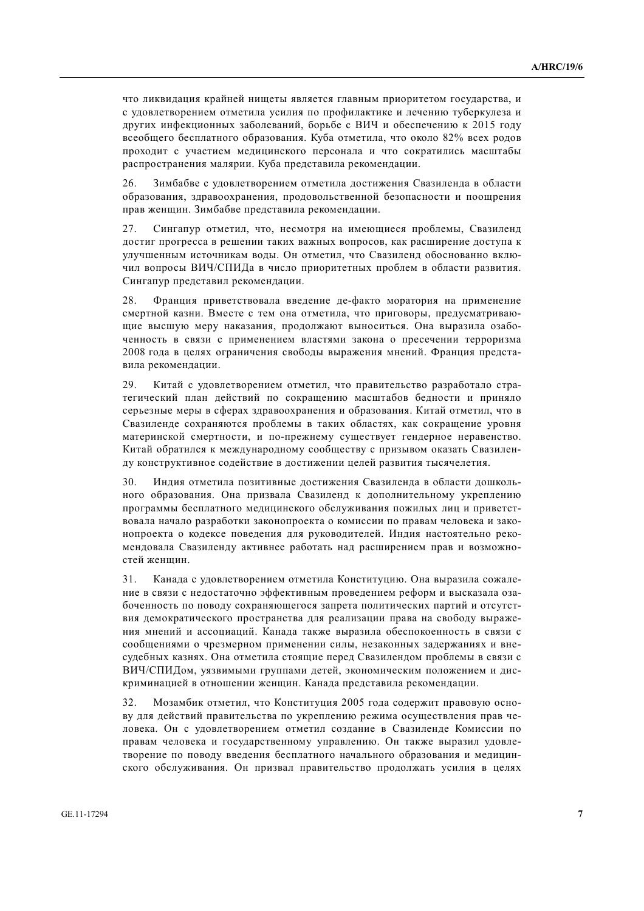что ликвидация крайней нищеты является главным приоритетом государства, и с удовлетворением отметила усилия по профилактике и лечению туберкулеза и других инфекционных заболеваний, борьбе с ВИЧ и обеспечению к 2015 году всеобщего бесплатного образования. Куба отметила, что около 82% всех родов проходит с участием медицинского персонала и что сократились масштабы распространения малярии. Куба представила рекомендации.

26. Зимбабве с удовлетворением отметила достижения Свазиленда в области образования, здравоохранения, продовольственной безопасности и поощрения прав женщин. Зимбабве представила рекомендации.

27. Сингапур отметил, что, несмотря на имеющиеся проблемы, Свазиленд достиг прогресса в решении таких важных вопросов, как расширение доступа к улучшенным источникам воды. Он отметил, что Свазиленд обоснованно включил вопросы ВИЧ/СПИДа в число приоритетных проблем в области развития. Сингапур представил рекомендации.

28. Франция приветствовала введение де-факто моратория на применение смертной казни. Вместе с тем она отметила, что приговоры, предусматривающие высшую меру наказания, продолжают выноситься. Она выразила озабоченность в связи с применением властями закона о пресечении терроризма 2008 года в целях ограничения свободы выражения мнений. Франция представила рекомендации.

29. Китай с удовлетворением отметил, что правительство разработало стратегический план действий по сокращению масштабов бедности и приняло серьезные меры в сферах здравоохранения и образования. Китай отметил, что в Свазиленде сохраняются проблемы в таких областях, как сокращение уровня материнской смертности, и по-прежнему существует гендерное неравенство. Китай обратился к международному сообществу с призывом оказать Свазиленду конструктивное содействие в достижении целей развития тысячелетия.

30. Индия отметила позитивные достижения Свазиленда в области дошкольного образования. Она призвала Свазиленд к дополнительному укреплению программы бесплатного медицинского обслуживания пожилых лиц и приветствовала начало разработки законопроекта о комиссии по правам человека и законопроекта о кодексе поведения для руководителей. Индия настоятельно рекомендовала Свазиленду активнее работать над расширением прав и возможностей женщин.

31. Канада с удовлетворением отметила Конституцию. Она выразила сожаление в связи с недостаточно эффективным проведением реформ и высказала озабоченность по поводу сохраняющегося запрета политических партий и отсутствия демократического пространства для реализации права на свободу выражения мнений и ассоциаций. Канада также выразила обеспокоенность в связи с сообщениями о чрезмерном применении силы, незаконных задержаниях и внесудебных казнях. Она отметила стоящие перед Свазилендом проблемы в связи с ВИЧ/СПИДом, уязвимыми группами детей, экономическим положением и дискриминацией в отношении женщин. Канада представила рекомендации.

32. Мозамбик отметил, что Конституция 2005 года содержит правовую основу для действий правительства по укреплению режима осуществления прав человека. Он с удовлетворением отметил создание в Свазиленде Комиссии по правам человека и государственному управлению. Он также выразил удовлетворение по поводу введения бесплатного начального образования и медицинского обслуживания. Он призвал правительство продолжать усилия в целях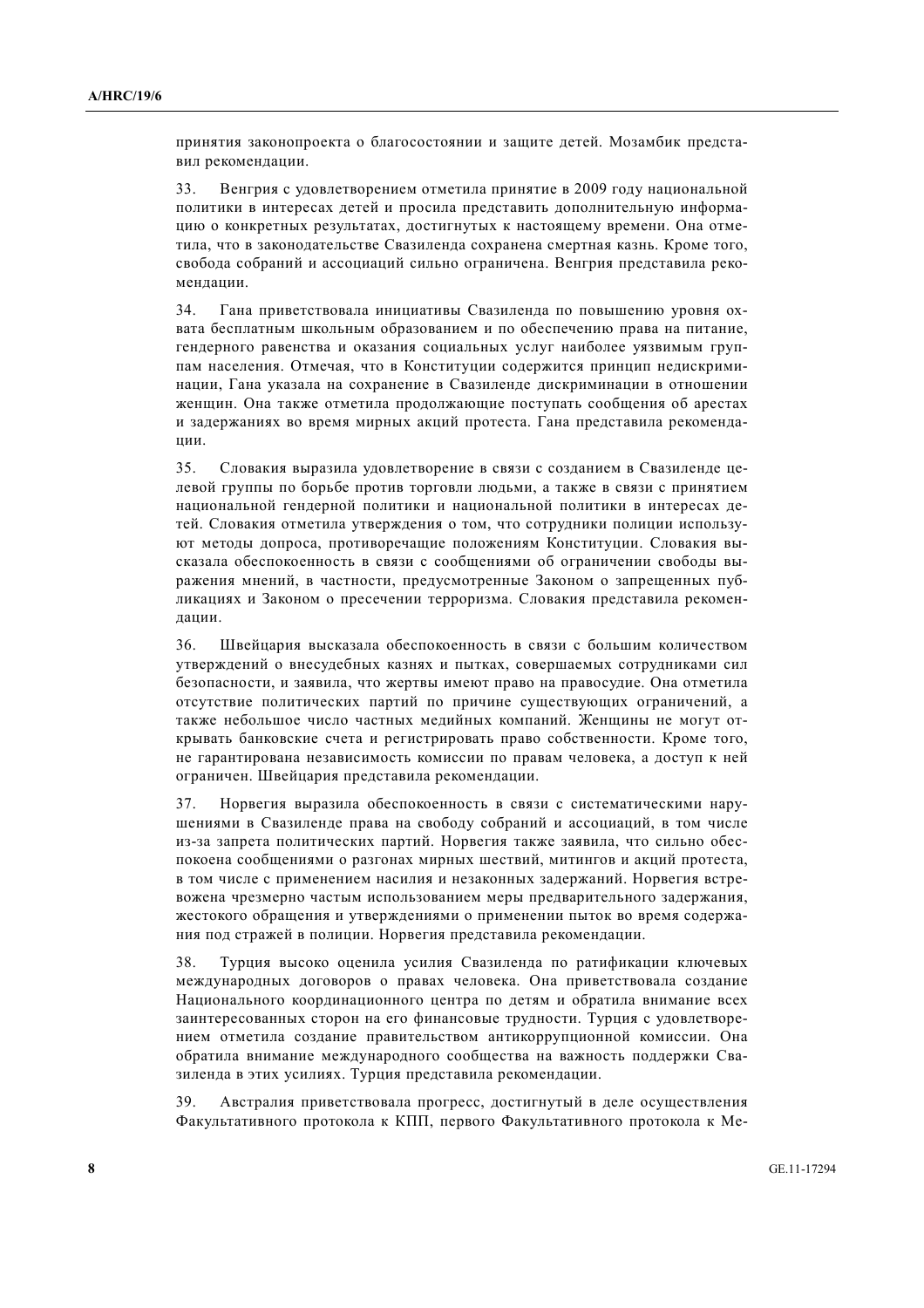принятия законопроекта о благосостоянии и защите детей. Мозамбик представил рекомендации.

33. Венгрия с удовлетворением отметила принятие в 2009 году национальной политики в интересах детей и просила представить дополнительную информацию о конкретных результатах, достигнутых к настоящему времени. Она отметила, что в законодательстве Свазиленда сохранена смертная казнь. Кроме того, свобода собраний и ассоциаций сильно ограничена. Венгрия представила рекомендации.

34. Гана приветствовала инициативы Свазиленда по повышению уровня охвата бесплатным школьным образованием и по обеспечению права на питание, гендерного равенства и оказания социальных услуг наиболее уязвимым группам населения. Отмечая, что в Конституции содержится принцип недискриминации, Гана указала на сохранение в Свазиленде дискриминации в отношении женщин. Она также отметила продолжающие поступать сообщения об арестах и задержаниях во время мирных акций протеста. Гана представила рекомендации.

35. Словакия выразила удовлетворение в связи с созданием в Свазиленде целевой группы по борьбе против торговли людьми, а также в связи с принятием национальной гендерной политики и национальной политики в интересах детей. Словакия отметила утверждения о том, что сотрудники полиции используют методы допроса, противоречащие положениям Конституции. Словакия высказала обеспокоенность в связи с сообщениями об ограничении свободы выражения мнений, в частности, предусмотренные Законом о запрещенных публикациях и Законом о пресечении терроризма. Словакия представила рекомендации.

36. Швейцария высказала обеспокоенность в связи с большим количеством утверждений о внесудебных казнях и пытках, совершаемых сотрудниками сил безопасности, и заявила, что жертвы имеют право на правосудие. Она отметила отсутствие политических партий по причине существующих ограничений, а также небольшое число частных медийных компаний. Женщины не могут открывать банковские счета и регистрировать право собственности. Кроме того, не гарантирована независимость комиссии по правам человека, а доступ к ней ограничен. Швейцария представила рекомендации.

37. Норвегия выразила обеспокоенность в связи с систематическими нарушениями в Свазиленде права на свободу собраний и ассоциаций, в том числе из-за запрета политических партий. Норвегия также заявила, что сильно обеспокоена сообщениями о разгонах мирных шествий, митингов и акций протеста, в том числе с применением насилия и незаконных задержаний. Норвегия встревожена чрезмерно частым использованием меры предварительного задержания, жестокого обращения и утверждениями о применении пыток во время содержания под стражей в полиции. Норвегия представила рекомендации.

38. Турция высоко оценила усилия Свазиленда по ратификации ключевых международных договоров о правах человека. Она приветствовала создание Национального координационного центра по детям и обратила внимание всех заинтересованных сторон на его финансовые трудности. Турция с удовлетворением отметила создание правительством антикоррупционной комиссии. Она обратила внимание международного сообщества на важность поддержки Свазиленда в этих усилиях. Турция представила рекомендации.

39. Австралия приветствовала прогресс, достигнутый в деле осуществления Факультативного протокола к КПП, первого Факультативного протокола к Ме-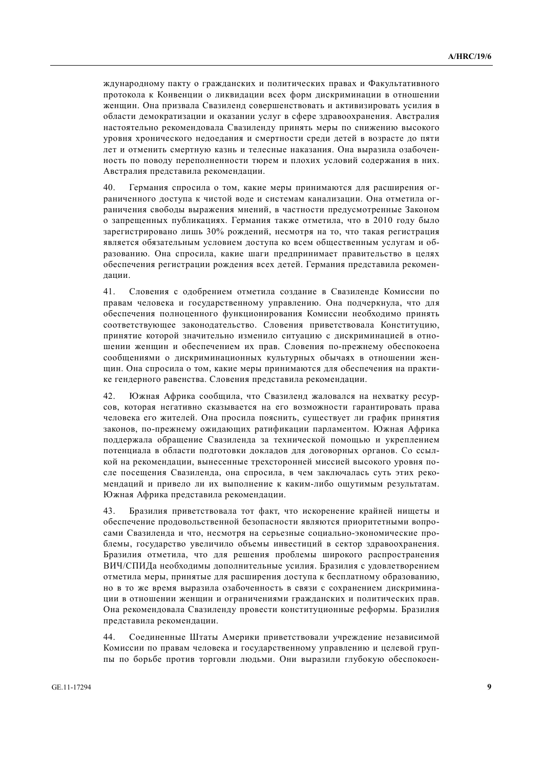ждународному пакту о гражданских и политических правах и Факультативного протокола к Конвенции о ликвидации всех форм дискриминации в отношении женщин. Она призвала Свазиленд совершенствовать и активизировать усилия в области демократизации и оказании услуг в сфере здравоохранения. Австралия настоятельно рекомендовала Свазиленду принять меры по снижению высокого уровня хронического недоедания и смертности среди детей в возрасте до пяти лет и отменить смертную казнь и телесные наказания. Она выразила озабоченность по поводу переполненности тюрем и плохих условий содержания в них. Австралия представила рекомендации.

40. Германия спросила о том, какие меры принимаются для расширения ограниченного доступа к чистой воде и системам канализации. Она отметила ограничения свободы выражения мнений, в частности предусмотренные Законом о запрещенных публикациях. Германия также отметила, что в 2010 году было зарегистрировано лишь 30% рождений, несмотря на то, что такая регистрация является обязательным условием доступа ко всем общественным услугам и образованию. Она спросила, какие шаги предпринимает правительство в целях обеспечения регистрации рождения всех детей. Германия представила рекомендации.

41. Словения с одобрением отметила создание в Свазиленде Комиссии по правам человека и государственному управлению. Она подчеркнула, что для обеспечения полноценного функционирования Комиссии необходимо принять соответствующее законодательство. Словения приветствовала Конституцию, принятие которой значительно изменило ситуацию с дискриминацией в отношении женщин и обеспечением их прав. Словения по-прежнему обеспокоена сообщениями о дискриминационных культурных обычаях в отношении женщин. Она спросила о том, какие меры принимаются для обеспечения на практике гендерного равенства. Словения представила рекомендации.

42. Южная Африка сообщила, что Свазиленд жаловался на нехватку ресурсов, которая негативно сказывается на его возможности гарантировать права человека его жителей. Она просила пояснить, существует ли график принятия законов, по-прежнему ожидающих ратификации парламентом. Южная Африка поддержала обращение Свазиленда за технической помощью и укреплением потенциала в области подготовки докладов для договорных органов. Со ссылкой на рекомендации, вынесенные трехсторонней миссией высокого уровня после посещения Свазиленда, она спросила, в чем заключалась суть этих рекомендаций и привело ли их выполнение к каким-либо ощутимым результатам. Южная Африка представила рекомендации.

43. Бразилия приветствовала тот факт, что искоренение крайней нищеты и обеспечение продовольственной безопасности являются приоритетными вопросами Свазиленда и что, несмотря на серьезные социально-экономические проблемы, государство увеличило объемы инвестиций в сектор здравоохранения. Бразилия отметила, что для решения проблемы широкого распространения ВИЧ/СПИДа необходимы дополнительные усилия. Бразилия с удовлетворением отметила меры, принятые для расширения доступа к бесплатному образованию, но в то же время выразила озабоченность в связи с сохранением дискриминации в отношении женщин и ограничениями гражданских и политических прав. Она рекомендовала Свазиленду провести конституционные реформы. Бразилия представила рекомендации.

44. Соединенные Штаты Америки приветствовали учреждение независимой Комиссии по правам человека и государственному управлению и целевой группы по борьбе против торговли людьми. Они выразили глубокую обеспокоен-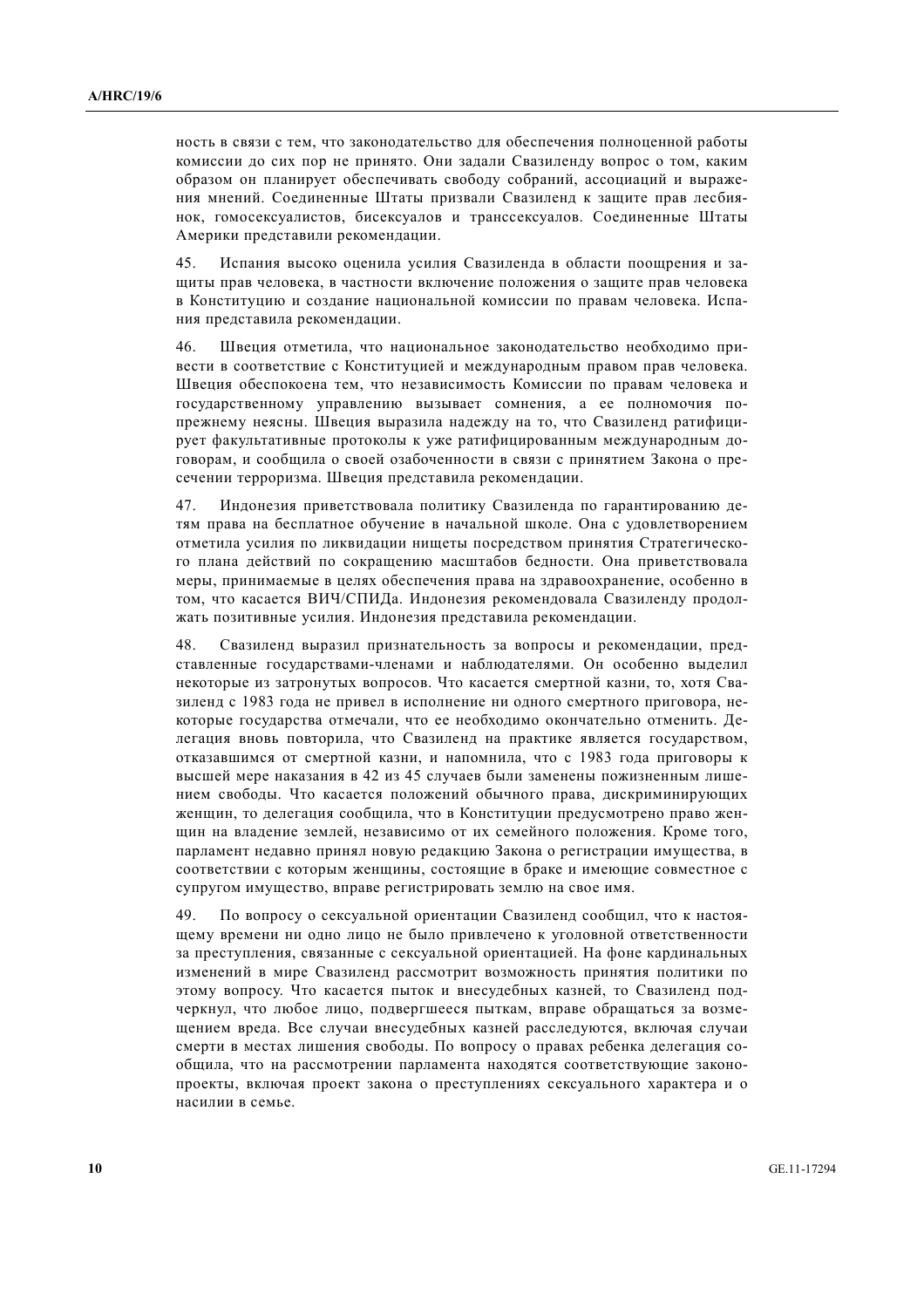ность в связи с тем, что законодательство для обеспечения полноценной работы комиссии до сих пор не принято. Они задали Свазиленду вопрос о том, каким образом он планирует обеспечивать свободу собраний, ассоциаций и выражения мнений. Соединенные Штаты призвали Свазиленд к защите прав лесбиянок, гомосексуалистов, бисексуалов и транссексуалов. Соединенные Штаты Америки представили рекомендации.

45. Испания высоко оценила усилия Свазиленда в области поощрения и защиты прав человека, в частности включение положения о защите прав человека в Конституцию и создание национальной комиссии по правам человека. Испания представила рекомендации.

46. Швеция отметила, что национальное законодательство необходимо привести в соответствие с Конституцией и международным правом прав человека. Швеция обеспокоена тем, что независимость Комиссии по правам человека и государственному управлению вызывает сомнения, а ее полномочия по-прежнему неясны. Швеция выразила надежду на то, что Свазиленд ратифицирует факультативные протоколы к уже ратифицированным международным договорам, и сообщила о своей озабоченности в связи с принятием Закона о пресечении терроризма. Швеция представила рекомендации.

47. Индонезия приветствовала политику Свазиленда по гарантированию детям права на бесплатное обучение в начальной школе. Она с удовлетворением отметила усилия по ликвидации нищеты посредством принятия Стратегического плана действий по сокращению масштабов бедности. Она приветствовала меры, принимаемые в целях обеспечения права на здравоохранение, особенно в том, что касается ВИЧ/СПИДа. Индонезия рекомендовала Свазиленду продолжать позитивные усилия. Индонезия представила рекомендации.

48. Свазиленд выразил признательность за вопросы и рекомендации, представленные государствами-членами и наблюдателями. Он особенно выделил некоторые из затронутых вопросов. Что касается смертной казни, то, хотя Свазиленд с 1983 года не привел в исполнение ни одного смертного приговора, некоторые государства отмечали, что ее необходимо окончательно отменить. Делегация вновь повторила, что Свазиленд на практике является государством, отказавшимся от смертной казни, и напомнила, что с 1983 года приговоры к высшей мере наказания в 42 из 45 случаев были заменены пожизненным лишением свободы. Что касается положений обычного права, дискриминирующих женщин, то делегация сообщила, что в Конституции предусмотрено право женщин на владение землей, независимо от их семейного положения. Кроме того, парламент недавно принял новую редакцию Закона о регистрации имущества, в соответствии с которым женщины, состоящие в браке и имеющие совместное с супругом имущество, вправе регистрировать землю на свое имя.

49. По вопросу о сексуальной ориентации Свазиленд сообщил, что к настоящему времени ни одно лицо не было привлечено к уголовной ответственности за преступления, связанные с сексуальной ориентацией. На фоне кардинальных изменений в мире Свазиленд рассмотрит возможность принятия политики по этому вопросу. Что касается пыток и внесудебных казней, то Свазиленд подчеркнул, что любое лицо, подвергшееся пыткам, вправе обращаться за возмещением вреда. Все случаи внесудебных казней расследуются, включая случаи смерти в местах лишения свободы. По вопросу о правах ребенка делегация сообщила, что на рассмотрении парламента находятся соответствующие законопроекты, включая проект закона о преступлениях сексуального характера и о насилии в семье.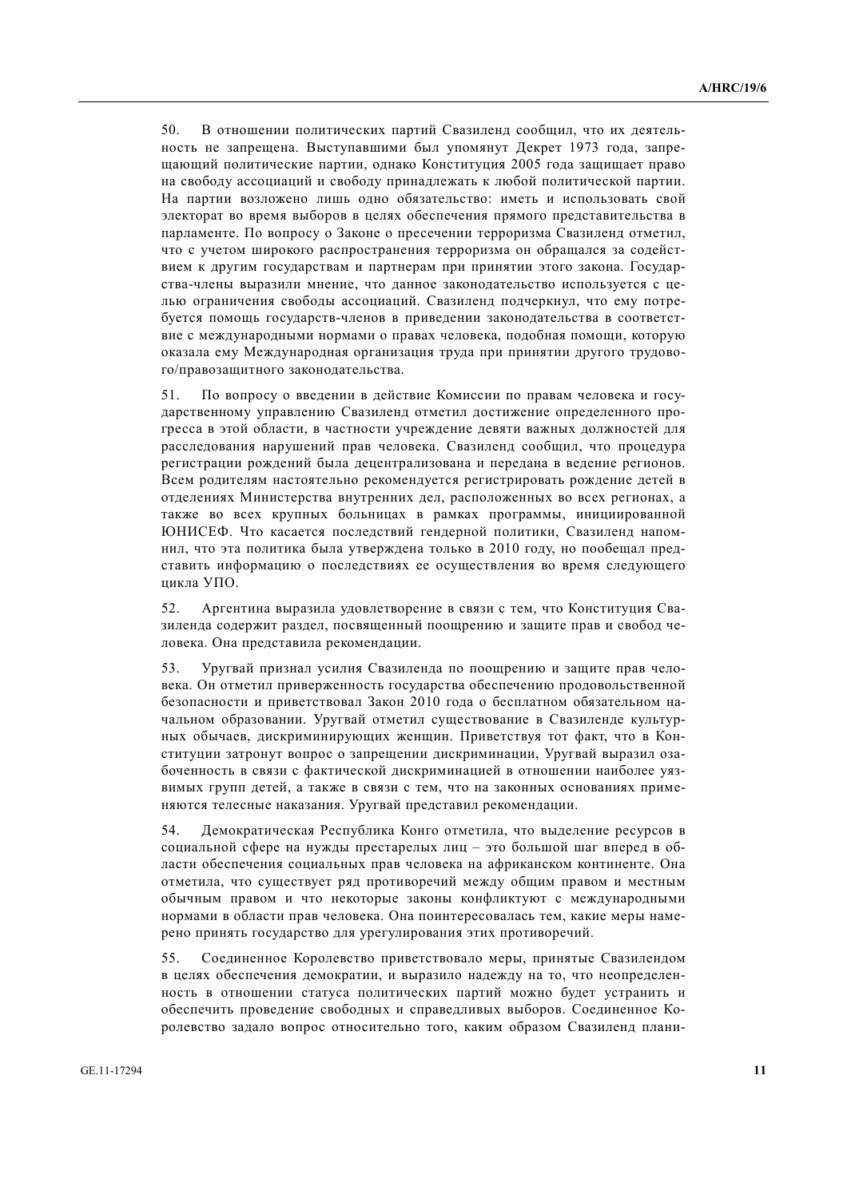50. В отношении политических партий Свазиленд сообщил, что их деятельность не запрещена. Выступавшими был упомянут Декрет 1973 года, запрещающий политические партии, однако Конституция 2005 года защищает право на свободу ассоциаций и свободу принадлежать к любой политической партии. На партии возложено лишь одно обязательство: иметь и использовать свой электорат во время выборов в целях обеспечения прямого представительства в парламенте. По вопросу о Законе о пресечении терроризма Свазиленд отметил, что с учетом широкого распространения терроризма он обращался за содействием к другим государствам и партнерам при принятии этого закона. Государства-члены выразили мнение, что данное законодательство используется с целью ограничения свободы ассоциаций. Свазиленд подчеркнул, что ему потребуется помощь государств-членов в приведении законодательства в соответствие с международными нормами о правах человека, подобная помощи, которую оказала ему Международная организация труда при принятии другого трудового/правозащитного законодательства.

51. По вопросу о введении в действие Комиссии по правам человека и государственному управлению Свазиленд отметил достижение определенного прогресса в этой области, в частности учреждение девяти важных должностей для расследования нарушений прав человека. Свазиленд сообщил, что процедура регистрации рождений была децентрализована и передана в ведение регионов. Всем родителям настоятельно рекомендуется регистрировать рождение детей в отделениях Министерства внутренних дел, расположенных во всех регионах, а также во всех крупных больницах в рамках программы, инициированной ЮНИСЕФ. Что касается последствий гендерной политики, Свазиленд напомнил, что эта политика была утверждена только в 2010 году, но пообещал представить информацию о последствиях ее осуществления во время следующего цикла УПО.

52. Аргентина выразила удовлетворение в связи с тем, что Конституция Свазиленда содержит раздел, посвященный поощрению и защите прав и свобод человека. Она представила рекомендации.

53. Уругвай признал усилия Свазиленда по поощрению и защите прав человека. Он отметил приверженность государства обеспечению продовольственной безопасности и приветствовал Закон 2010 года о бесплатном обязательном начальном образовании. Уругвай отметил существование в Свазиленде культурных обычаев, дискриминирующих женщин. Приветствуя тот факт, что в Конституции затронут вопрос о запрещении дискриминации, Уругвай выразил озабоченность в связи с фактической дискриминацией в отношении наиболее уязвимых групп детей, а также в связи с тем, что на законных основаниях применяются телесные наказания. Уругвай представил рекомендации.

54. Демократическая Республика Конго отметила, что выделение ресурсов в социальной сфере на нужды престарелых лиц – это большой шаг вперед в области обеспечения социальных прав человека на африканском континенте. Она отметила, что существует ряд противоречий между общим правом и местным обычным правом и что некоторые законы конфликтуют с международными нормами в области прав человека. Она поинтересовалась тем, какие меры намерено принять государство для урегулирования этих противоречий.

55. Соединенное Королевство приветствовало меры, принятые Свазилендом в целях обеспечения демократии, и выразило надежду на то, что неопределенность в отношении статуса политических партий можно будет устранить и обеспечить проведение свободных и справедливых выборов. Соединенное Королевство задало вопрос относительно того, каким образом Свазиленд плани-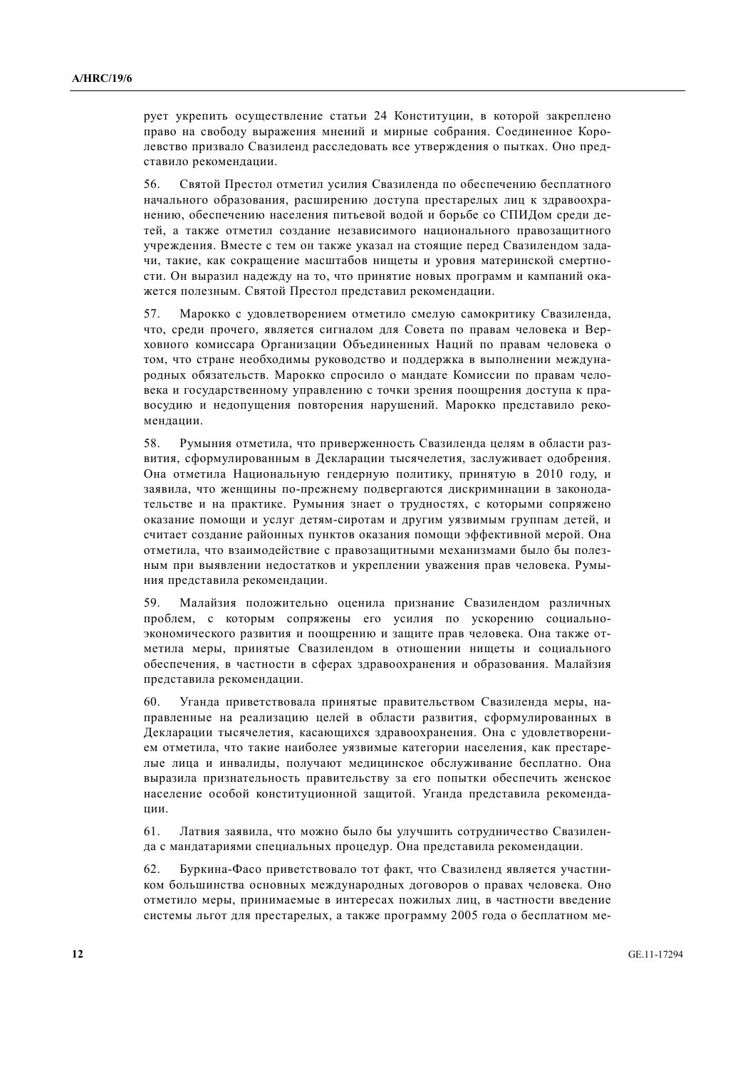рует укрепить осуществление статьи 24 Конституции, в которой закреплено право на свободу выражения мнений и мирные собрания. Соединенное Королевство призвало Свазиленд расследовать все утверждения о пытках. Оно представило рекомендации.

56. Святой Престол отметил усилия Свазиленда по обеспечению бесплатного начального образования, расширению доступа престарелых лиц к здравоохранению, обеспечению населения питьевой водой и борьбе со СПИДом среди детей, а также отметил создание независимого национального правозащитного учреждения. Вместе с тем он также указал на стоящие перед Свазилендом задачи, такие, как сокращение масштабов нищеты и уровня материнской смертности. Он выразил надежду на то, что принятие новых программ и кампаний окажется полезным. Святой Престол представил рекомендации.

57. Марокко с удовлетворением отметило смелую самокритику Свазиленда, что, среди прочего, является сигналом для Совета по правам человека и Верховного комиссара Организации Объединенных Наций по правам человека о том, что стране необходимы руководство и поддержка в выполнении международных обязательств. Марокко спросило о мандате Комиссии по правам человека и государственному управлению с точки зрения поощрения доступа к правосудию и недопущения повторения нарушений. Марокко представило рекомендации.

58. Румыния отметила, что приверженность Свазиленда целям в области развития, сформулированным в Декларации тысячелетия, заслуживает одобрения. Она отметила Национальную гендерную политику, принятую в 2010 году, и заявила, что женщины по-прежнему подвергаются дискриминации в законодательстве и на практике. Румыния знает о трудностях, с которыми сопряжено оказание помощи и услуг детям-сиротам и другим уязвимым группам детей, и считает создание районных пунктов оказания помощи эффективной мерой. Она отметила, что взаимодействие с правозащитными механизмами было бы полезным при выявлении недостатков и укреплении уважения прав человека. Румыния представила рекомендации.

59. Малайзия положительно оценила признание Свазилендом различных проблем, с которым сопряжены его усилия по ускорению социально-экономического развития и поощрению и защите прав человека. Она также отметила меры, принятые Свазилендом в отношении нищеты и социального обеспечения, в частности в сферах здравоохранения и образования. Малайзия представила рекомендации.

60. Уганда приветствовала принятые правительством Свазиленда меры, направленные на реализацию целей в области развития, сформулированных в Декларации тысячелетия, касающихся здравоохранения. Она с удовлетворением отметила, что такие наиболее уязвимые категории населения, как престарелые лица и инвалиды, получают медицинское обслуживание бесплатно. Она выразила признательность правительству за его попытки обеспечить женское население особой конституционной защитой. Уганда представила рекомендации.

61. Латвия заявила, что можно было бы улучшить сотрудничество Свазиленда с мандатариями специальных процедур. Она представила рекомендации.

62. Буркина-Фасо приветствовало тот факт, что Свазиленд является участником большинства основных международных договоров о правах человека. Оно отметило меры, принимаемые в интересах пожилых лиц, в частности введение системы льгот для престарелых, а также программу 2005 года о бесплатном ме-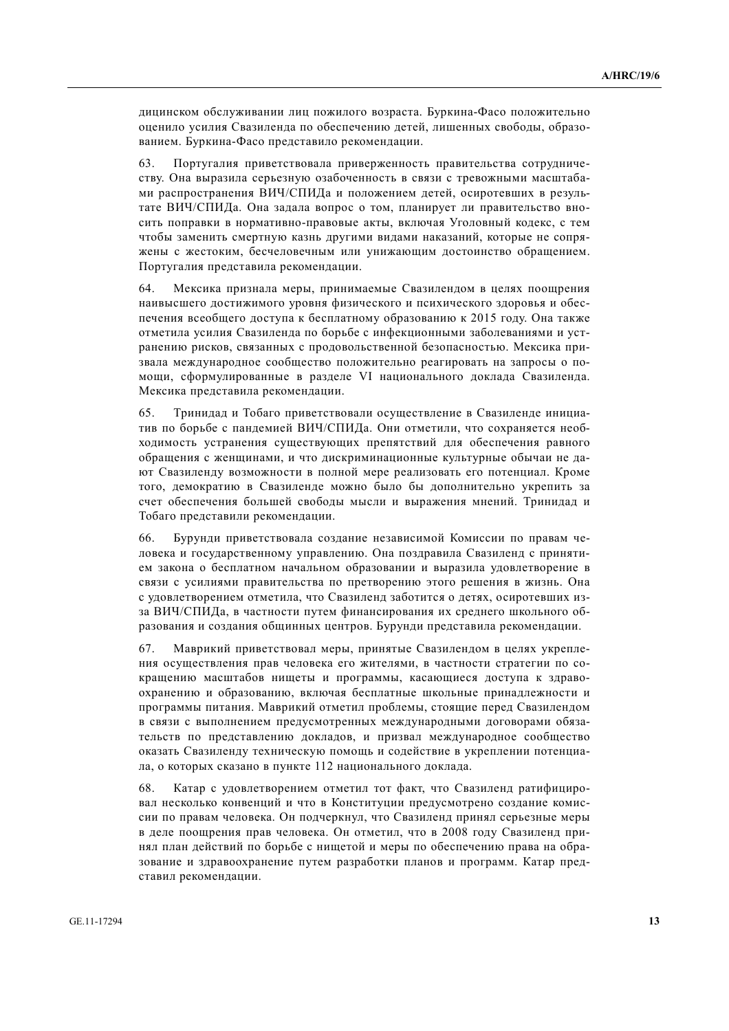дицинском обслуживании лиц пожилого возраста. Буркина-Фасо положительно оценило усилия Свазиленда по обеспечению детей, лишенных свободы, образованием. Буркина-Фасо представило рекомендации.

63. Португалия приветствовала приверженность правительства сотрудничеству. Она выразила серьезную озабоченность в связи с тревожными масштабами распространения ВИЧ/СПИДа и положением детей, осиротевших в результате ВИЧ/СПИДа. Она задала вопрос о том, планирует ли правительство вносить поправки в нормативно-правовые акты, включая Уголовный кодекс, с тем чтобы заменить смертную казнь другими видами наказаний, которые не сопряжены с жестоким, бесчеловечным или унижающим достоинство обращением. Португалия представила рекомендации.

64. Мексика признала меры, принимаемые Свазилендом в целях поощрения наивысшего достижимого уровня физического и психического здоровья и обеспечения всеобщего доступа к бесплатному образованию к 2015 году. Она также отметила усилия Свазиленда по борьбе с инфекционными заболеваниями и устранению рисков, связанных с продовольственной безопасностью. Мексика призвала международное сообщество положительно реагировать на запросы о помощи, сформулированные в разделе VI национального доклада Свазиленда. Мексика представила рекомендации.

65. Тринидад и Тобаго приветствовали осуществление в Свазиленде инициатив по борьбе с пандемией ВИЧ/СПИДа. Они отметили, что сохраняется необходимость устранения существующих препятствий для обеспечения равного обращения с женщинами, и что дискриминационные культурные обычаи не дают Свазиленду возможности в полной мере реализовать его потенциал. Кроме того, демократию в Свазиленде можно было бы дополнительно укрепить за счет обеспечения большей свободы мысли и выражения мнений. Тринидад и Тобаго представили рекомендации.

66. Бурунди приветствовала создание независимой Комиссии по правам человека и государственному управлению. Она поздравила Свазиленд с принятием закона о бесплатном начальном образовании и выразила удовлетворение в связи с усилиями правительства по претворению этого решения в жизнь. Она с удовлетворением отметила, что Свазиленд заботится о детях, осиротевших из-за ВИЧ/СПИДа, в частности путем финансирования их среднего школьного образования и создания общинных центров. Бурунди представила рекомендации.

67. Маврикий приветствовал меры, принятые Свазилендом в целях укрепления осуществления прав человека его жителями, в частности стратегии по сокращению масштабов нищеты и программы, касающиеся доступа к здравоохранению и образованию, включая бесплатные школьные принадлежности и программы питания. Маврикий отметил проблемы, стоящие перед Свазилендом в связи с выполнением предусмотренных международными договорами обязательств по представлению докладов, и призвал международное сообщество оказать Свазиленду техническую помощь и содействие в укреплении потенциала, о которых сказано в пункте 112 национального доклада.

68. Катар с удовлетворением отметил тот факт, что Свазиленд ратифицировал несколько конвенций и что в Конституции предусмотрено создание комиссии по правам человека. Он подчеркнул, что Свазиленд принял серьезные меры в деле поощрения прав человека. Он отметил, что в 2008 году Свазиленд принял план действий по борьбе с нищетой и меры по обеспечению права на образование и здравоохранение путем разработки планов и программ. Катар представил рекомендации.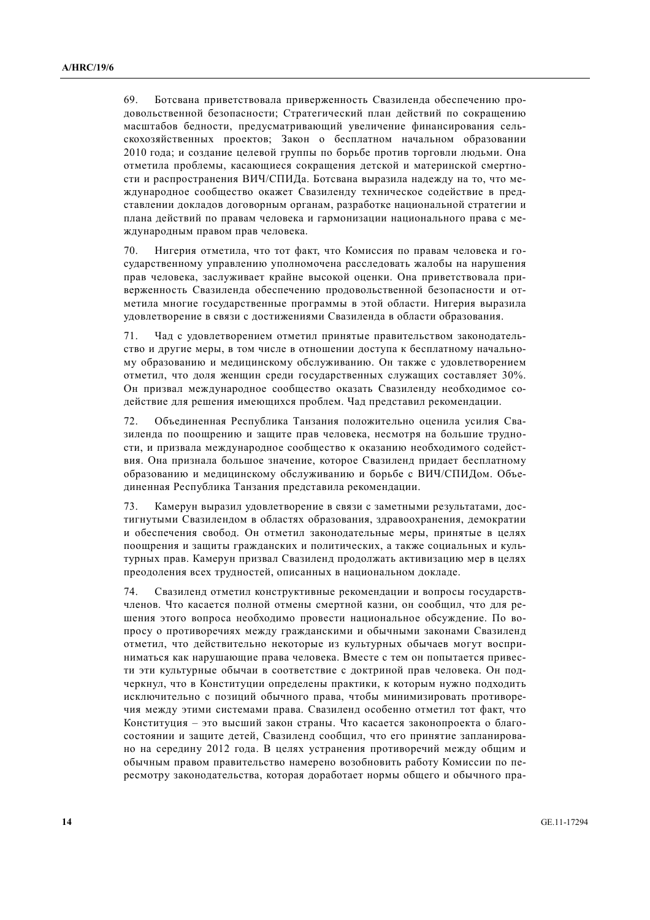69. Ботсвана приветствовала приверженность Свазиленда обеспечению продовольственной безопасности; Стратегический план действий по сокращению масштабов бедности, предусматривающий увеличение финансирования сельскохозяйственных проектов; Закон о бесплатном начальном образовании 2010 года; и создание целевой группы по борьбе против торговли людьми. Она отметила проблемы, касающиеся сокращения детской и материнской смертности и распространения ВИЧ/СПИДа. Ботсвана выразила надежду на то, что международное сообщество окажет Свазиленду техническое содействие в представлении докладов договорным органам, разработке национальной стратегии и плана действий по правам человека и гармонизации национального права с международным правом прав человека.

70. Нигерия отметила, что тот факт, что Комиссия по правам человека и государственному управлению уполномочена расследовать жалобы на нарушения прав человека, заслуживает крайне высокой оценки. Она приветствовала приверженность Свазиленда обеспечению продовольственной безопасности и отметила многие государственные программы в этой области. Нигерия выразила удовлетворение в связи с достижениями Свазиленда в области образования.

71. Чад с удовлетворением отметил принятые правительством законодательство и другие меры, в том числе в отношении доступа к бесплатному начальному образованию и медицинскому обслуживанию. Он также с удовлетворением отметил, что доля женщин среди государственных служащих составляет 30%. Он призвал международное сообщество оказать Свазиленду необходимое содействие для решения имеющихся проблем. Чад представил рекомендации.

72. Объединенная Республика Танзания положительно оценила усилия Свазиленда по поощрению и защите прав человека, несмотря на большие трудности, и призвала международное сообщество к оказанию необходимого содействия. Она признала большое значение, которое Свазиленд придает бесплатному образованию и медицинскому обслуживанию и борьбе с ВИЧ/СПИДом. Объединенная Республика Танзания представила рекомендации.

73. Камерун выразил удовлетворение в связи с заметными результатами, достигнутыми Свазилендом в областях образования, здравоохранения, демократии и обеспечения свобод. Он отметил законодательные меры, принятые в целях поощрения и защиты гражданских и политических, а также социальных и культурных прав. Камерун призвал Свазиленд продолжать активизацию мер в целях преодоления всех трудностей, описанных в национальном докладе.

74. Свазиленд отметил конструктивные рекомендации и вопросы государств-членов. Что касается полной отмены смертной казни, он сообщил, что для решения этого вопроса необходимо провести национальное обсуждение. По вопросу о противоречиях между гражданскими и обычными законами Свазиленд отметил, что действительно некоторые из культурных обычаев могут восприниматься как нарушающие права человека. Вместе с тем он попытается привести эти культурные обычаи в соответствие с доктриной прав человека. Он подчеркнул, что в Конституции определены практики, к которым нужно подходить исключительно с позиций обычного права, чтобы минимизировать противоречия между этими системами права. Свазиленд особенно отметил тот факт, что Конституция – это высший закон страны. Что касается законопроекта о благосостоянии и защите детей, Свазиленд сообщил, что его принятие запланировано на середину 2012 года. В целях устранения противоречий между общим и обычным правом правительство намерено возобновить работу Комиссии по пересмотру законодательства, которая доработает нормы общего и обычного пра-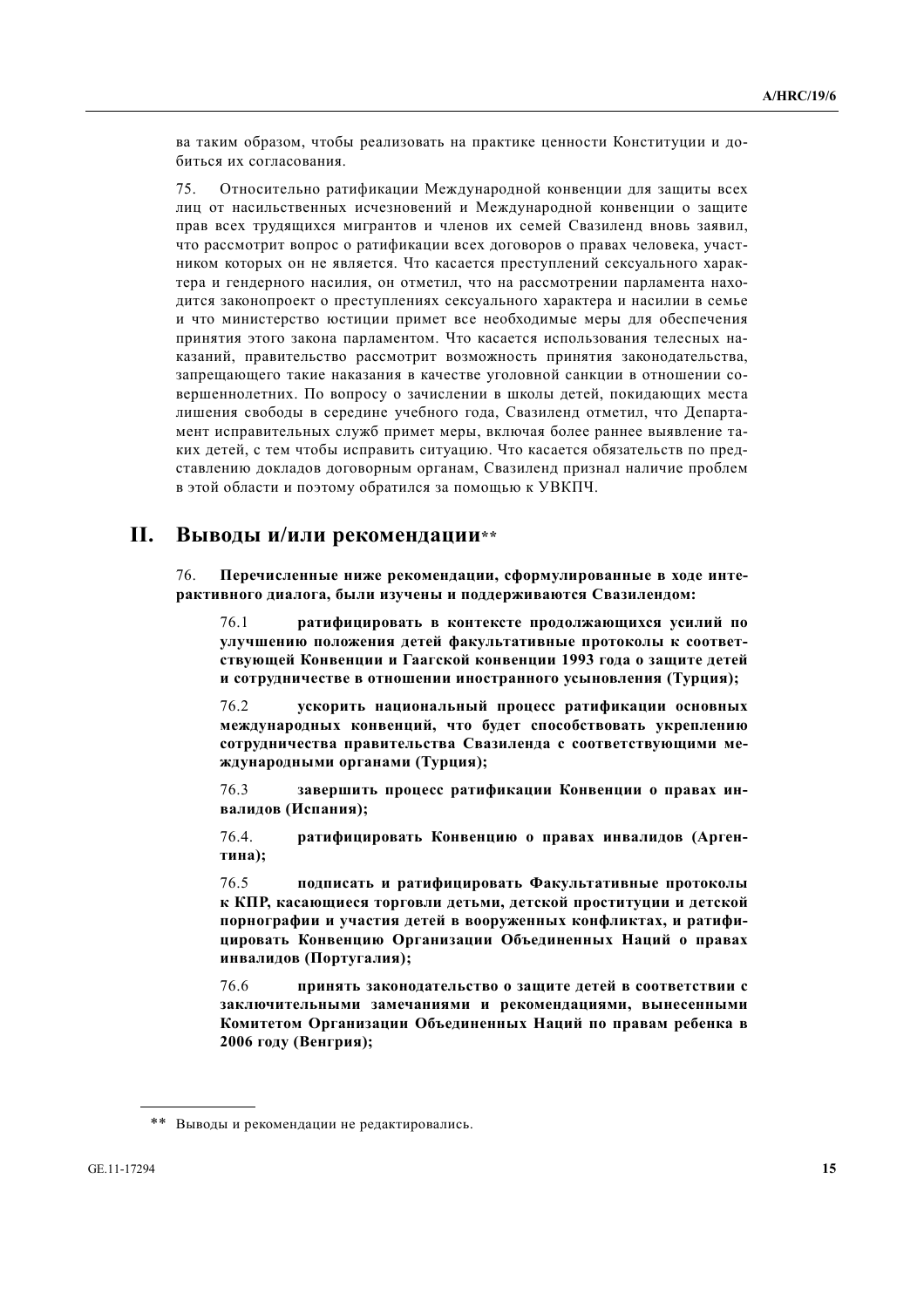ва таким образом, чтобы реализовать на практике ценности Конституции и добиться их согласования.

75. Относительно ратификации Международной конвенции для защиты всех лиц от насильственных исчезновений и Международной конвенции о защите прав всех трудящихся мигрантов и членов их семей Свазиленд вновь заявил, что рассмотрит вопрос о ратификации всех договоров о правах человека, участником которых он не является. Что касается преступлений сексуального характера и гендерного насилия, он отметил, что на рассмотрении парламента находится законопроект о преступлениях сексуального характера и насилии в семье и что министерство юстиции примет все необходимые меры для обеспечения принятия этого закона парламентом. Что касается использования телесных наказаний, правительство рассмотрит возможность принятия законодательства, запрещающего такие наказания в качестве уголовной санкции в отношении совершеннолетних. По вопросу о зачислении в школы детей, покидающих места лишения свободы в середине учебного года, Свазиленд отметил, что Департамент исправительных служб примет меры, включая более раннее выявление таких детей, с тем чтобы исправить ситуацию. Что касается обязательств по представлению докладов договорным органам, Свазиленд признал наличие проблем в этой области и поэтому обратился за помощью к УВКПЧ.

## II. Выводы и/или рекомендации**

76. **Перечисленные ниже рекомендации, сформулированные в ходе интерактивного диалога, были изучены и поддерживаются Свазилендом:**

76.1 **ратифицировать в контексте продолжающихся усилий по улучшению положения детей факультативные протоколы к соответствующей Конвенции и Гаагской конвенции 1993 года о защите детей и сотрудничестве в отношении иностранного усыновления (Турция);**

76.2 **ускорить национальный процесс ратификации основных международных конвенций, что будет способствовать укреплению сотрудничества правительства Свазиленда с соответствующими международными органами (Турция);**

76.3 **завершить процесс ратификации Конвенции о правах инвалидов (Испания);**

76.4. **ратифицировать Конвенцию о правах инвалидов (Аргентина);**

76.5 **подписать и ратифицировать Факультативные протоколы к КПР, касающиеся торговли детьми, детской проституции и детской порнографии и участия детей в вооруженных конфликтах, и ратифицировать Конвенцию Организации Объединенных Наций о правах инвалидов (Португалия);**

76.6 **принять законодательство о защите детей в соответствии с заключительными замечаниями и рекомендациями, вынесенными Комитетом Организации Объединенных Наций по правам ребенка в 2006 году (Венгрия);**

---

** Выводы и рекомендации не редактировались.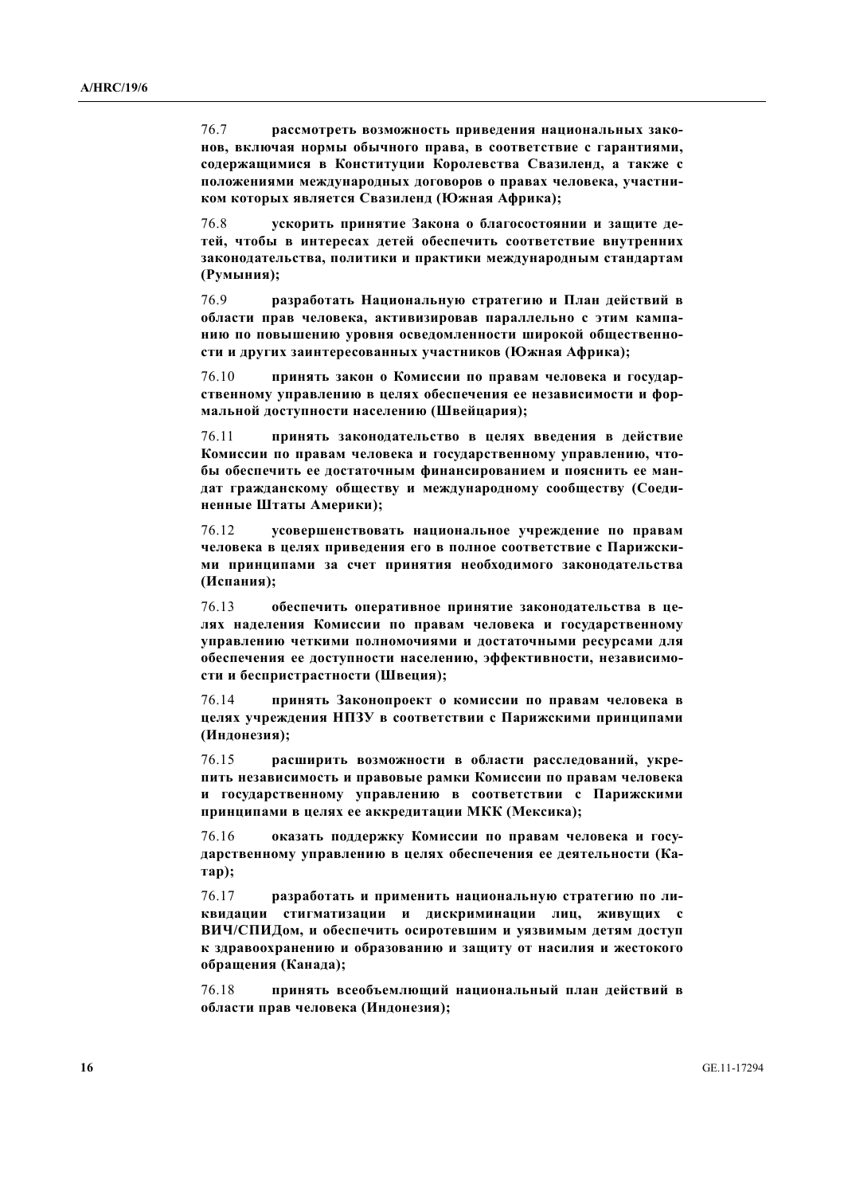76.7 **рассмотреть возможность приведения национальных законов, включая нормы обычного права, в соответствие с гарантиями, содержащимися в Конституции Королевства Свазиленд, а также с положениями международных договоров о правах человека, участником которых является Свазиленд (Южная Африка);**

76.8 **ускорить принятие Закона о благосостоянии и защите детей, чтобы в интересах детей обеспечить соответствие внутренних законодательства, политики и практики международным стандартам (Румыния);**

76.9 **разработать Национальную стратегию и План действий в области прав человека, активизировав параллельно с этим кампанию по повышению уровня осведомленности широкой общественности и других заинтересованных участников (Южная Африка);**

76.10 **принять закон о Комиссии по правам человека и государственному управлению в целях обеспечения ее независимости и формальной доступности населению (Швейцария);**

76.11 **принять законодательство в целях введения в действие Комиссии по правам человека и государственному управлению, чтобы обеспечить ее достаточным финансированием и пояснить ее мандат гражданскому обществу и международному сообществу (Соединенные Штаты Америки);**

76.12 **усовершенствовать национальное учреждение по правам человека в целях приведения его в полное соответствие с Парижскими принципами за счет принятия необходимого законодательства (Испания);**

76.13 **обеспечить оперативное принятие законодательства в целях наделения Комиссии по правам человека и государственному управлению четкими полномочиями и достаточными ресурсами для обеспечения ее доступности населению, эффективности, независимости и беспристрастности (Швеция);**

76.14 **принять Законопроект о комиссии по правам человека в целях учреждения НПЗУ в соответствии с Парижскими принципами (Индонезия);**

76.15 **расширить возможности в области расследований, укрепить независимость и правовые рамки Комиссии по правам человека и государственному управлению в соответствии с Парижскими принципами в целях ее аккредитации МКК (Мексика);**

76.16 **оказать поддержку Комиссии по правам человека и государственному управлению в целях обеспечения ее деятельности (Катар);**

76.17 **разработать и применить национальную стратегию по ликвидации стигматизации и дискриминации лиц, живущих с ВИЧ/СПИДом, и обеспечить осиротевшим и уязвимым детям доступ к здравоохранению и образованию и защиту от насилия и жестокого обращения (Канада);**

76.18 **принять всеобъемлющий национальный план действий в области прав человека (Индонезия);**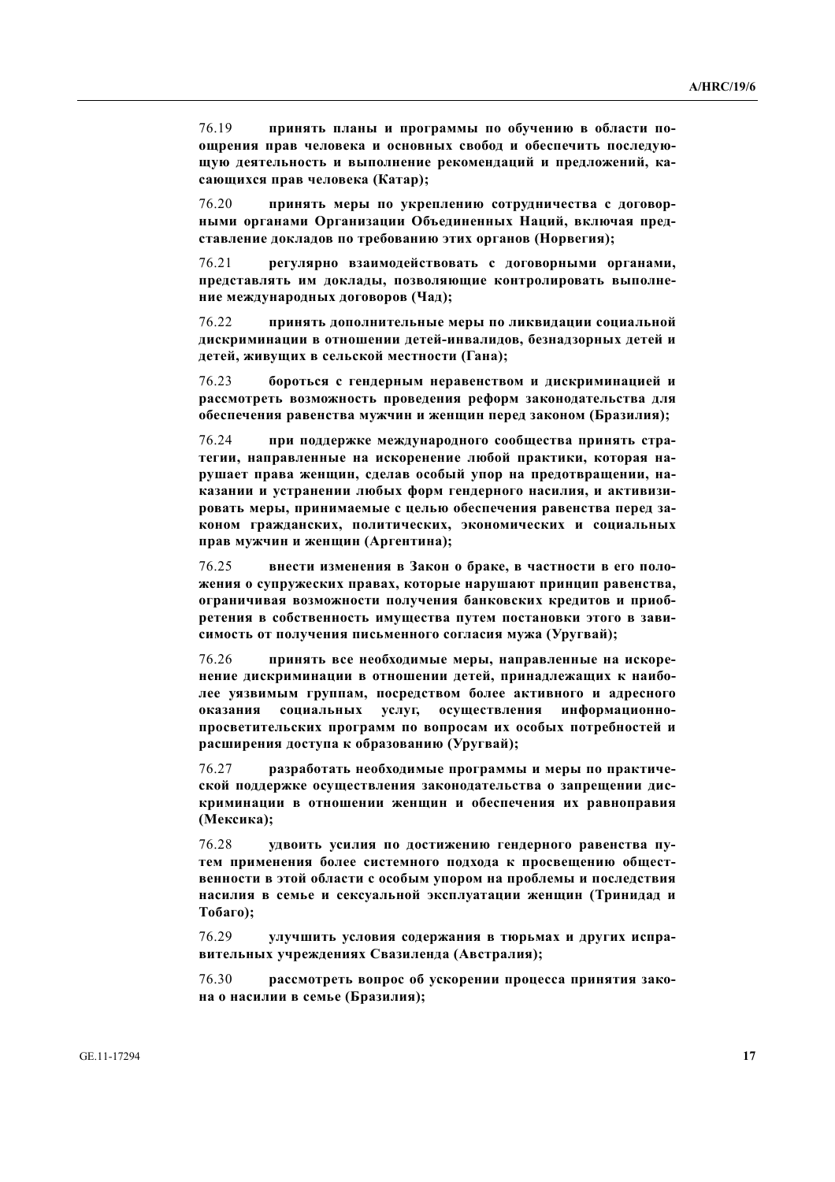76.19 **принять планы и программы по обучению в области поощрения прав человека и основных свобод и обеспечить последующую деятельность и выполнение рекомендаций и предложений, касающихся прав человека (Катар);**

76.20 **принять меры по укреплению сотрудничества с договорными органами Организации Объединенных Наций, включая представление докладов по требованию этих органов (Норвегия);**

76.21 **регулярно взаимодействовать с договорными органами, представлять им доклады, позволяющие контролировать выполнение международных договоров (Чад);**

76.22 **принять дополнительные меры по ликвидации социальной дискриминации в отношении детей-инвалидов, безнадзорных детей и детей, живущих в сельской местности (Гана);**

76.23 **бороться с гендерным неравенством и дискриминацией и рассмотреть возможность проведения реформ законодательства для обеспечения равенства мужчин и женщин перед законом (Бразилия);**

76.24 **при поддержке международного сообщества принять стратегии, направленные на искоренение любой практики, которая нарушает права женщин, сделав особый упор на предотвращении, наказании и устранении любых форм гендерного насилия, и активизировать меры, принимаемые с целью обеспечения равенства перед законом гражданских, политических, экономических и социальных прав мужчин и женщин (Аргентина);**

76.25 **внести изменения в Закон о браке, в частности в его положения о супружеских правах, которые нарушают принцип равенства, ограничивая возможности получения банковских кредитов и приобретения в собственность имущества путем постановки этого в зависимость от получения письменного согласия мужа (Уругвай);**

76.26 **принять все необходимые меры, направленные на искоренение дискриминации в отношении детей, принадлежащих к наиболее уязвимым группам, посредством более активного и адресного оказания социальных услуг, осуществления информационно-просветительских программ по вопросам их особых потребностей и расширения доступа к образованию (Уругвай);**

76.27 **разработать необходимые программы и меры по практической поддержке осуществления законодательства о запрещении дискриминации в отношении женщин и обеспечения их равноправия (Мексика);**

76.28 **удвоить усилия по достижению гендерного равенства путем применения более системного подхода к просвещению общественности в этой области с особым упором на проблемы и последствия насилия в семье и сексуальной эксплуатации женщин (Тринидад и Тобаго);**

76.29 **улучшить условия содержания в тюрьмах и других исправительных учреждениях Свазиленда (Австралия);**

76.30 **рассмотреть вопрос об ускорении процесса принятия закона о насилии в семье (Бразилия);**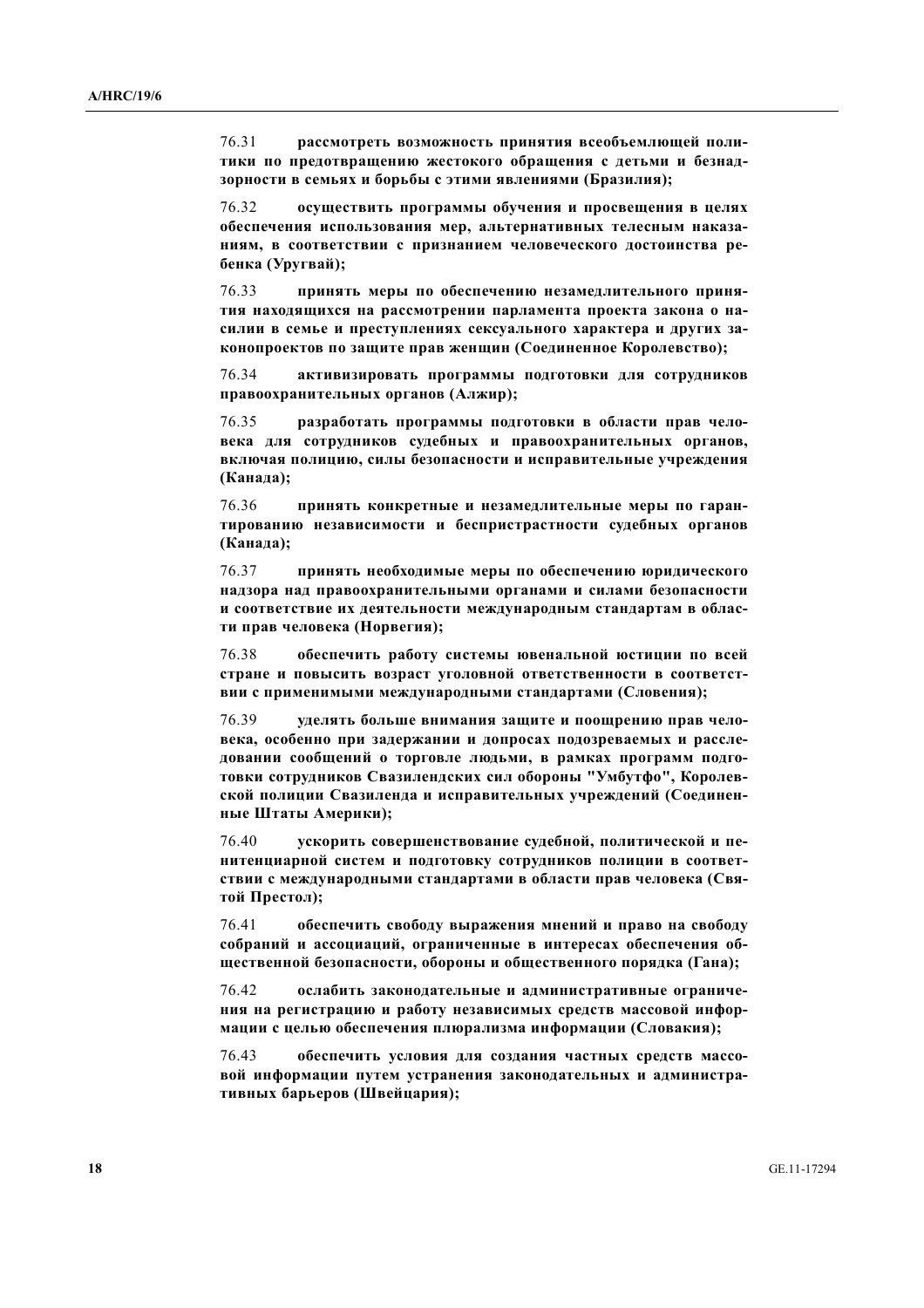76.31 **рассмотреть возможность принятия всеобъемлющей политики по предотвращению жестокого обращения с детьми и безнадзорности в семьях и борьбы с этими явлениями (Бразилия);**

76.32 **осуществить программы обучения и просвещения в целях обеспечения использования мер, альтернативных телесным наказаниям, в соответствии с признанием человеческого достоинства ребенка (Уругвай);**

76.33 **принять меры по обеспечению незамедлительного принятия находящихся на рассмотрении парламента проекта закона о насилии в семье и преступлениях сексуального характера и других законопроектов по защите прав женщин (Соединенное Королевство);**

76.34 **активизировать программы подготовки для сотрудников правоохранительных органов (Алжир);**

76.35 **разработать программы подготовки в области прав человека для сотрудников судебных и правоохранительных органов, включая полицию, силы безопасности и исправительные учреждения (Канада);**

76.36 **принять конкретные и незамедлительные меры по гарантированию независимости и беспристрастности судебных органов (Канада);**

76.37 **принять необходимые меры по обеспечению юридического надзора над правоохранительными органами и силами безопасности и соответствие их деятельности международным стандартам в области прав человека (Норвегия);**

76.38 **обеспечить работу системы ювенальной юстиции по всей стране и повысить возраст уголовной ответственности в соответствии с применимыми международными стандартами (Словения);**

76.39 **уделять больше внимания защите и поощрению прав человека, особенно при задержании и допросах подозреваемых и расследовании сообщений о торговле людьми, в рамках программ подготовки сотрудников Свазилендских сил обороны "Умбутфо", Королевской полиции Свазиленда и исправительных учреждений (Соединенные Штаты Америки);**

76.40 **ускорить совершенствование судебной, политической и пенитенциарной систем и подготовку сотрудников полиции в соответствии с международными стандартами в области прав человека (Святой Престол);**

76.41 **обеспечить свободу выражения мнений и право на свободу собраний и ассоциаций, ограниченные в интересах обеспечения общественной безопасности, обороны и общественного порядка (Гана);**

76.42 **ослабить законодательные и административные ограничения на регистрацию и работу независимых средств массовой информации с целью обеспечения плюрализма информации (Словакия);**

76.43 **обеспечить условия для создания частных средств массовой информации путем устранения законодательных и административных барьеров (Швейцария);**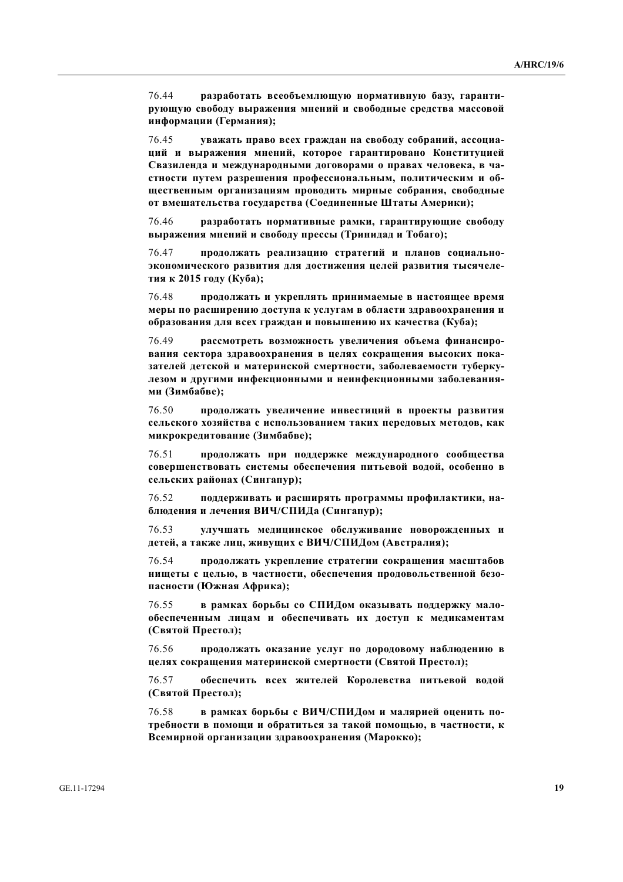76.44 **разработать всеобъемлющую нормативную базу, гарантирующую свободу выражения мнений и свободные средства массовой информации (Германия);**

76.45 **уважать право всех граждан на свободу собраний, ассоциаций и выражения мнений, которое гарантировано Конституцией Свазиленда и международными договорами о правах человека, в частности путем разрешения профессиональным, политическим и общественным организациям проводить мирные собрания, свободные от вмешательства государства (Соединенные Штаты Америки);**

76.46 **разработать нормативные рамки, гарантирующие свободу выражения мнений и свободу прессы (Тринидад и Тобаго);**

76.47 **продолжать реализацию стратегий и планов социально-экономического развития для достижения целей развития тысячелетия к 2015 году (Куба);**

76.48 **продолжать и укреплять принимаемые в настоящее время меры по расширению доступа к услугам в области здравоохранения и образования для всех граждан и повышению их качества (Куба);**

76.49 **рассмотреть возможность увеличения объема финансирования сектора здравоохранения в целях сокращения высоких показателей детской и материнской смертности, заболеваемости туберкулезом и другими инфекционными и неинфекционными заболеваниями (Зимбабве);**

76.50 **продолжать увеличение инвестиций в проекты развития сельского хозяйства с использованием таких передовых методов, как микрокредитование (Зимбабве);**

76.51 **продолжать при поддержке международного сообщества совершенствовать системы обеспечения питьевой водой, особенно в сельских районах (Сингапур);**

76.52 **поддерживать и расширять программы профилактики, наблюдения и лечения ВИЧ/СПИДа (Сингапур);**

76.53 **улучшать медицинское обслуживание новорожденных и детей, а также лиц, живущих с ВИЧ/СПИДом (Австралия);**

76.54 **продолжать укрепление стратегии сокращения масштабов нищеты с целью, в частности, обеспечения продовольственной безопасности (Южная Африка);**

76.55 **в рамках борьбы со СПИДом оказывать поддержку малообеспеченным лицам и обеспечивать их доступ к медикаментам (Святой Престол);**

76.56 **продолжать оказание услуг по дородовому наблюдению в целях сокращения материнской смертности (Святой Престол);**

76.57 **обеспечить всех жителей Королевства питьевой водой (Святой Престол);**

76.58 **в рамках борьбы с ВИЧ/СПИДом и малярией оценить потребности в помощи и обратиться за такой помощью, в частности, к Всемирной организации здравоохранения (Марокко);**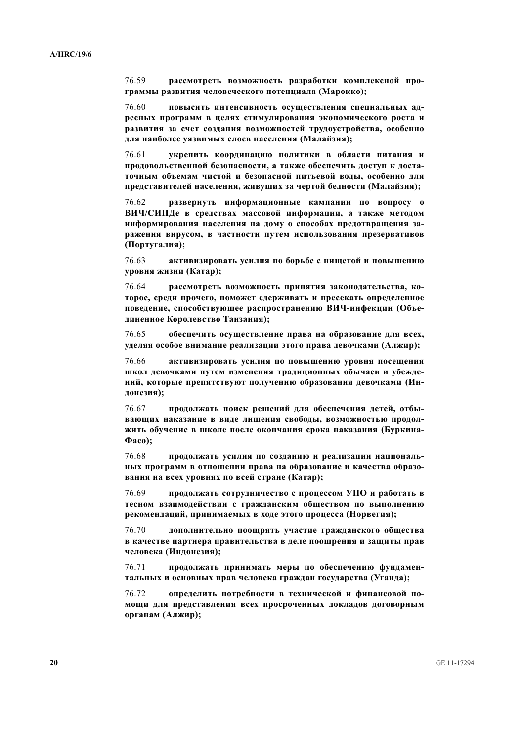76.59 **рассмотреть возможность разработки комплексной программы развития человеческого потенциала (Марокко);**

76.60 **повысить интенсивность осуществления специальных адресных программ в целях стимулирования экономического роста и развития за счет создания возможностей трудоустройства, особенно для наиболее уязвимых слоев населения (Малайзия);**

76.61 **укрепить координацию политики в области питания и продовольственной безопасности, а также обеспечить доступ к достаточным объемам чистой и безопасной питьевой воды, особенно для представителей населения, живущих за чертой бедности (Малайзия);**

76.62 **развернуть информационные кампании по вопросу о ВИЧ/СИПДе в средствах массовой информации, а также методом информирования населения на дому о способах предотвращения заражения вирусом, в частности путем использования презервативов (Португалия);**

76.63 **активизировать усилия по борьбе с нищетой и повышению уровня жизни (Катар);**

76.64 **рассмотреть возможность принятия законодательства, которое, среди прочего, поможет сдерживать и пресекать определенное поведение, способствующее распространению ВИЧ-инфекции (Объединенное Королевство Танзания);**

76.65 **обеспечить осуществление права на образование для всех, уделяя особое внимание реализации этого права девочками (Алжир);**

76.66 **активизировать усилия по повышению уровня посещения школ девочками путем изменения традиционных обычаев и убеждений, которые препятствуют получению образования девочками (Индонезия);**

76.67 **продолжать поиск решений для обеспечения детей, отбывающих наказание в виде лишения свободы, возможностью продолжить обучение в школе после окончания срока наказания (Буркина-Фасо);**

76.68 **продолжать усилия по созданию и реализации национальных программ в отношении права на образование и качества образования на всех уровнях по всей стране (Катар);**

76.69 **продолжать сотрудничество с процессом УПО и работать в тесном взаимодействии с гражданским обществом по выполнению рекомендаций, принимаемых в ходе этого процесса (Норвегия);**

76.70 **дополнительно поощрять участие гражданского общества в качестве партнера правительства в деле поощрения и защиты прав человека (Индонезия);**

76.71 **продолжать принимать меры по обеспечению фундаментальных и основных прав человека граждан государства (Уганда);**

76.72 **определить потребности в технической и финансовой помощи для представления всех просроченных докладов договорным органам (Алжир);**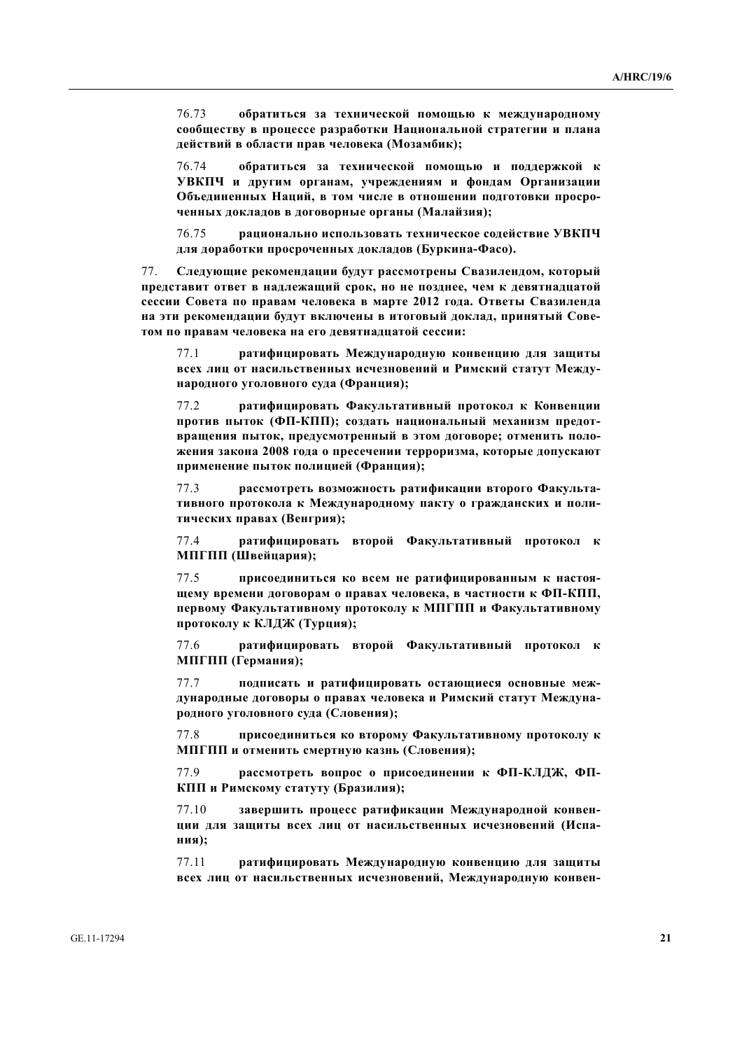76.73 **обратиться за технической помощью к международному сообществу в процессе разработки Национальной стратегии и плана действий в области прав человека (Мозамбик);**

76.74 **обратиться за технической помощью и поддержкой к УВКПЧ и другим органам, учреждениям и фондам Организации Объединенных Наций, в том числе в отношении подготовки просроченных докладов в договорные органы (Малайзия);**

76.75 **рационально использовать техническое содействие УВКПЧ для доработки просроченных докладов (Буркина-Фасо).**

77. **Следующие рекомендации будут рассмотрены Свазилендом, который представит ответ в надлежащий срок, но не позднее, чем к девятнадцатой сессии Совета по правам человека в марте 2012 года. Ответы Свазиленда на эти рекомендации будут включены в итоговый доклад, принятый Советом по правам человека на его девятнадцатой сессии:**

77.1 **ратифицировать Международную конвенцию для защиты всех лиц от насильственных исчезновений и Римский статут Международного уголовного суда (Франция);**

77.2 **ратифицировать Факультативный протокол к Конвенции против пыток (ФП-КПП); создать национальный механизм предотвращения пыток, предусмотренный в этом договоре; отменить положения закона 2008 года о пресечении терроризма, которые допускают применение пыток полицией (Франция);**

77.3 **рассмотреть возможность ратификации второго Факультативного протокола к Международному пакту о гражданских и политических правах (Венгрия);**

77.4 **ратифицировать второй Факультативный протокол к МПГПП (Швейцария);**

77.5 **присоединиться ко всем не ратифицированным к настоящему времени договорам о правах человека, в частности к ФП-КПП, первому Факультативному протоколу к МПГПП и Факультативному протоколу к КЛДЖ (Турция);**

77.6 **ратифицировать второй Факультативный протокол к МПГПП (Германия);**

77.7 **подписать и ратифицировать остающиеся основные международные договоры о правах человека и Римский статут Международного уголовного суда (Словения);**

77.8 **присоединиться ко второму Факультативному протоколу к МПГПП и отменить смертную казнь (Словения);**

77.9 **рассмотреть вопрос о присоединении к ФП-КЛДЖ, ФП-КПП и Римскому статуту (Бразилия);**

77.10 **завершить процесс ратификации Международной конвенции для защиты всех лиц от насильственных исчезновений (Испания);**

77.11 **ратифицировать Международную конвенцию для защиты всех лиц от насильственных исчезновений, Международную конвен-**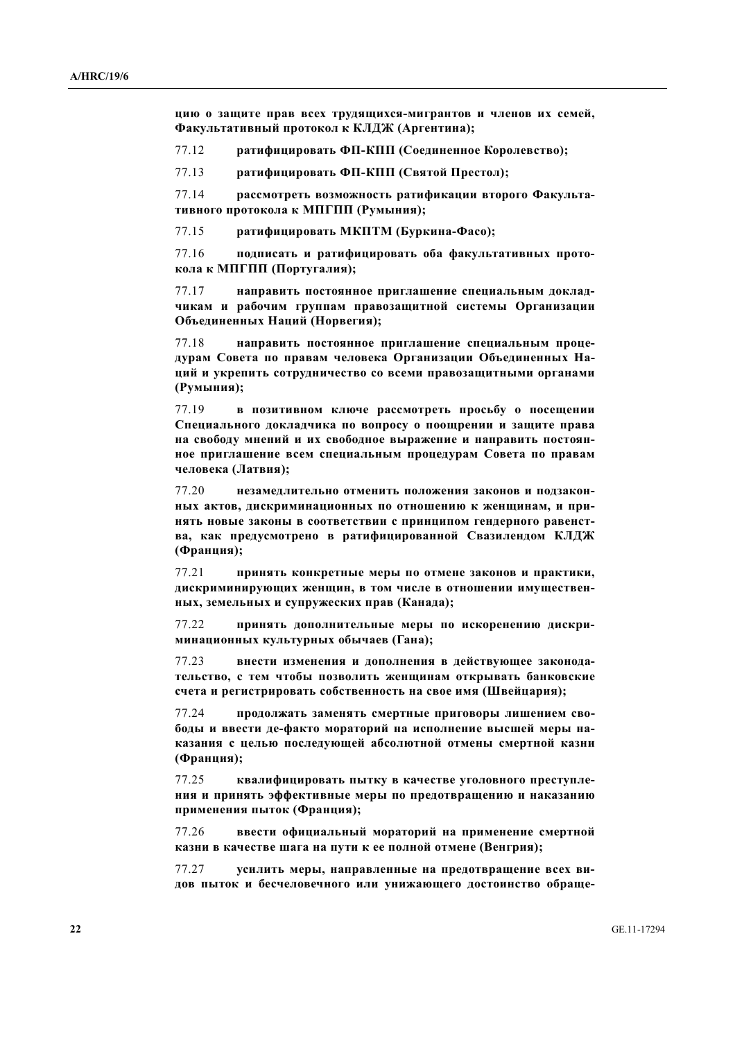**цию о защите прав всех трудящихся-мигрантов и членов их семей, Факультативный протокол к КЛДЖ (Аргентина);**

77.12 **ратифицировать ФП-КПП (Соединенное Королевство);**

77.13 **ратифицировать ФП-КПП (Святой Престол);**

77.14 **рассмотреть возможность ратификации второго Факультативного протокола к МПГПП (Румыния);**

77.15 **ратифицировать МКПТМ (Буркина-Фасо);**

77.16 **подписать и ратифицировать оба факультативных протокола к МПГПП (Португалия);**

77.17 **направить постоянное приглашение специальным докладчикам и рабочим группам правозащитной системы Организации Объединенных Наций (Норвегия);**

77.18 **направить постоянное приглашение специальным процедурам Совета по правам человека Организации Объединенных Наций и укрепить сотрудничество со всеми правозащитными органами (Румыния);**

77.19 **в позитивном ключе рассмотреть просьбу о посещении Специального докладчика по вопросу о поощрении и защите права на свободу мнений и их свободное выражение и направить постоянное приглашение всем специальным процедурам Совета по правам человека (Латвия);**

77.20 **незамедлительно отменить положения законов и подзаконных актов, дискриминационных по отношению к женщинам, и принять новые законы в соответствии с принципом гендерного равенства, как предусмотрено в ратифицированной Свазилендом КЛДЖ (Франция);**

77.21 **принять конкретные меры по отмене законов и практики, дискриминирующих женщин, в том числе в отношении имущественных, земельных и супружеских прав (Канада);**

77.22 **принять дополнительные меры по искоренению дискриминационных культурных обычаев (Гана);**

77.23 **внести изменения и дополнения в действующее законодательство, с тем чтобы позволить женщинам открывать банковские счета и регистрировать собственность на свое имя (Швейцария);**

77.24 **продолжать заменять смертные приговоры лишением свободы и ввести де-факто мораторий на исполнение высшей меры наказания с целью последующей абсолютной отмены смертной казни (Франция);**

77.25 **квалифицировать пытку в качестве уголовного преступления и принять эффективные меры по предотвращению и наказанию применения пыток (Франция);**

77.26 **ввести официальный мораторий на применение смертной казни в качестве шага на пути к ее полной отмене (Венгрия);**

77.27 **усилить меры, направленные на предотвращение всех видов пыток и бесчеловечного или унижающего достоинство обраще-**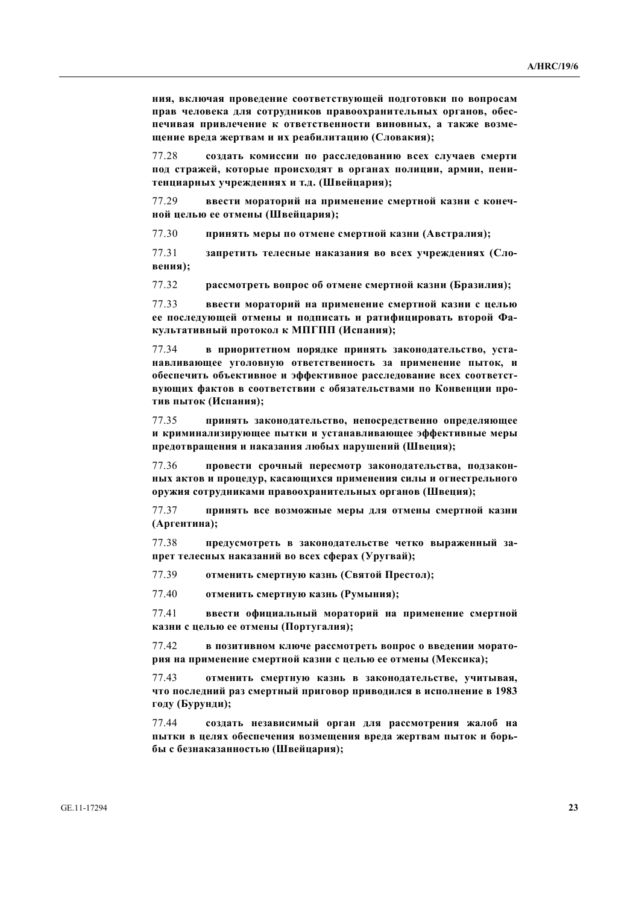**ния, включая проведение соответствующей подготовки по вопросам прав человека для сотрудников правоохранительных органов, обеспечивая привлечение к ответственности виновных, а также возмещение вреда жертвам и их реабилитацию (Словакия);**

77.28 **создать комиссии по расследованию всех случаев смерти под стражей, которые происходят в органах полиции, армии, пенитенциарных учреждениях и т.д. (Швейцария);**

77.29 **ввести мораторий на применение смертной казни с конечной целью ее отмены (Швейцария);**

77.30 **принять меры по отмене смертной казни (Австралия);**

77.31 **запретить телесные наказания во всех учреждениях (Словения);**

77.32 **рассмотреть вопрос об отмене смертной казни (Бразилия);**

77.33 **ввести мораторий на применение смертной казни с целью ее последующей отмены и подписать и ратифицировать второй Факультативный протокол к МПГПП (Испания);**

77.34 **в приоритетном порядке принять законодательство, устанавливающее уголовную ответственность за применение пыток, и обеспечить объективное и эффективное расследование всех соответствующих фактов в соответствии с обязательствами по Конвенции против пыток (Испания);**

77.35 **принять законодательство, непосредственно определяющее и криминализирующее пытки и устанавливающее эффективные меры предотвращения и наказания любых нарушений (Швеция);**

77.36 **провести срочный пересмотр законодательства, подзаконных актов и процедур, касающихся применения силы и огнестрельного оружия сотрудниками правоохранительных органов (Швеция);**

77.37 **принять все возможные меры для отмены смертной казни (Аргентина);**

77.38 **предусмотреть в законодательстве четко выраженный запрет телесных наказаний во всех сферах (Уругвай);**

77.39 **отменить смертную казнь (Святой Престол);**

77.40 **отменить смертную казнь (Румыния);**

77.41 **ввести официальный мораторий на применение смертной казни с целью ее отмены (Португалия);**

77.42 **в позитивном ключе рассмотреть вопрос о введении моратория на применение смертной казни с целью ее отмены (Мексика);**

77.43 **отменить смертную казнь в законодательстве, учитывая, что последний раз смертный приговор приводился в исполнение в 1983 году (Бурунди);**

77.44 **создать независимый орган для рассмотрения жалоб на пытки в целях обеспечения возмещения вреда жертвам пыток и борьбы с безнаказанностью (Швейцария);**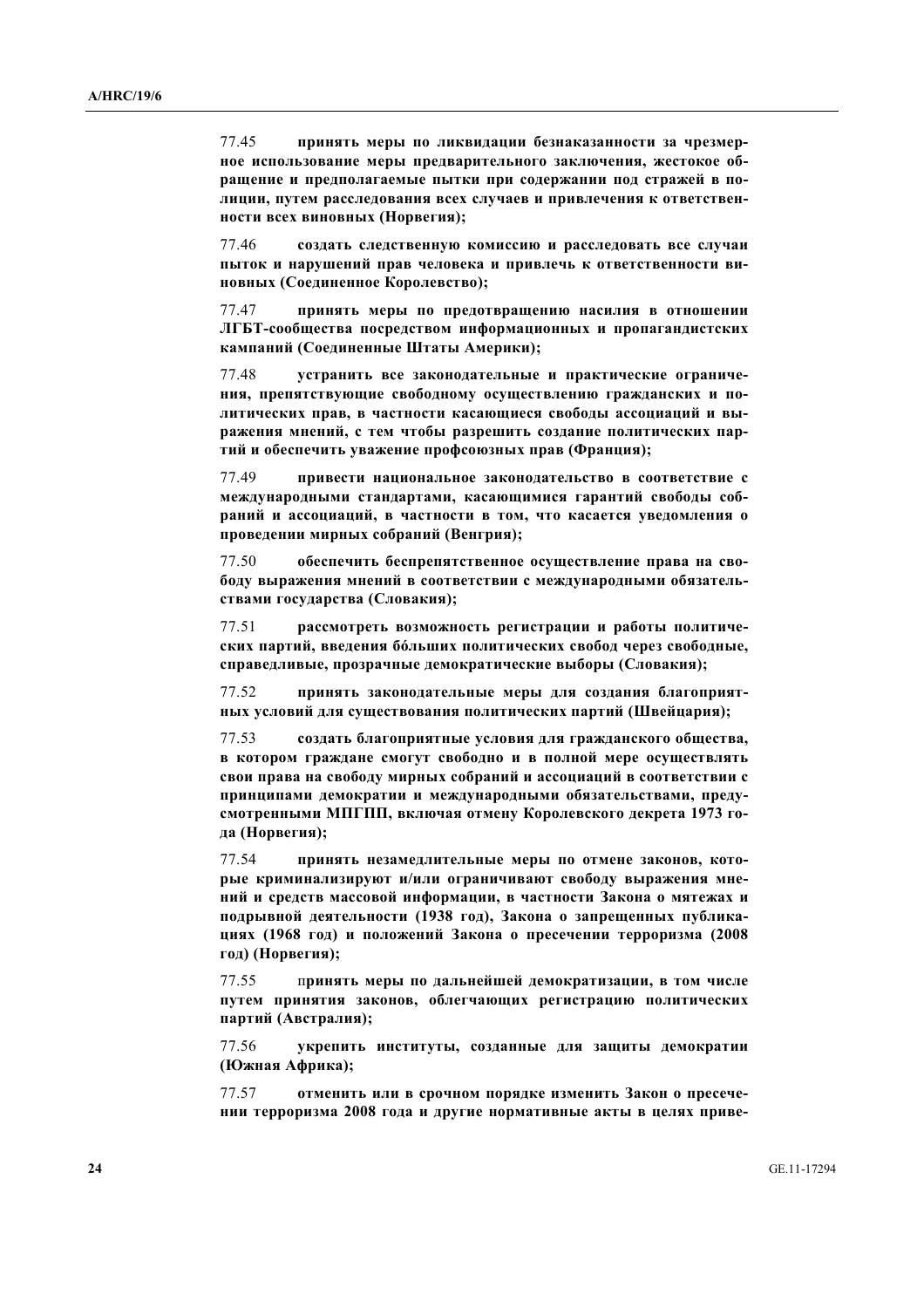77.45 **принять меры по ликвидации безнаказанности за чрезмерное использование меры предварительного заключения, жестокое обращение и предполагаемые пытки при содержании под стражей в полиции, путем расследования всех случаев и привлечения к ответственности всех виновных (Норвегия);**

77.46 **создать следственную комиссию и расследовать все случаи пыток и нарушений прав человека и привлечь к ответственности виновных (Соединенное Королевство);**

77.47 **принять меры по предотвращению насилия в отношении ЛГБТ-сообщества посредством информационных и пропагандистских кампаний (Соединенные Штаты Америки);**

77.48 **устранить все законодательные и практические ограничения, препятствующие свободному осуществлению гражданских и политических прав, в частности касающиеся свободы ассоциаций и выражения мнений, с тем чтобы разрешить создание политических партий и обеспечить уважение профсоюзных прав (Франция);**

77.49 **привести национальное законодательство в соответствие с международными стандартами, касающимися гарантий свободы собраний и ассоциаций, в частности в том, что касается уведомления о проведении мирных собраний (Венгрия);**

77.50 **обеспечить беспрепятственное осуществление права на свободу выражения мнений в соответствии с международными обязательствами государства (Словакия);**

77.51 **рассмотреть возможность регистрации и работы политических партий, введения бóльших политических свобод через свободные, справедливые, прозрачные демократические выборы (Словакия);**

77.52 **принять законодательные меры для создания благоприятных условий для существования политических партий (Швейцария);**

77.53 **создать благоприятные условия для гражданского общества, в котором граждане смогут свободно и в полной мере осуществлять свои права на свободу мирных собраний и ассоциаций в соответствии с принципами демократии и международными обязательствами, предусмотренными МПГПП, включая отмену Королевского декрета 1973 года (Норвегия);**

77.54 **принять незамедлительные меры по отмене законов, которые криминализируют и/или ограничивают свободу выражения мнений и средств массовой информации, в частности Закона о мятежах и подрывной деятельности (1938 год), Закона о запрещенных публикациях (1968 год) и положений Закона о пресечении терроризма (2008 год) (Норвегия);**

77.55 **принять меры по дальнейшей демократизации, в том числе путем принятия законов, облегчающих регистрацию политических партий (Австралия);**

77.56 **укрепить институты, созданные для защиты демократии (Южная Африка);**

77.57 **отменить или в срочном порядке изменить Закон о пресечении терроризма 2008 года и другие нормативные акты в целях приве-**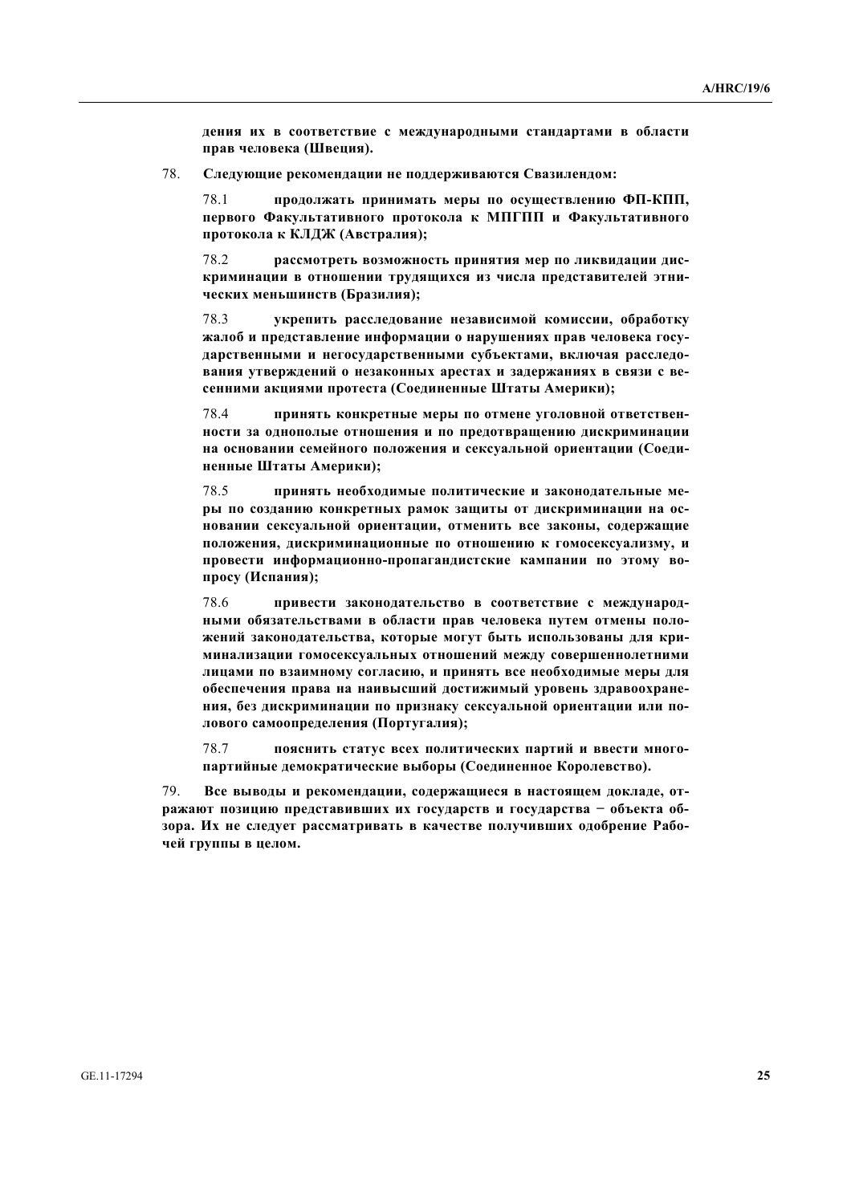**дения их в соответствие с международными стандартами в области прав человека (Швеция).**

78. **Следующие рекомендации не поддерживаются Свазилендом:**

78.1 **продолжать принимать меры по осуществлению ФП-КПП, первого Факультативного протокола к МПГПП и Факультативного протокола к КЛДЖ (Австралия);**

78.2 **рассмотреть возможность принятия мер по ликвидации дискриминации в отношении трудящихся из числа представителей этнических меньшинств (Бразилия);**

78.3 **укрепить расследование независимой комиссии, обработку жалоб и представление информации о нарушениях прав человека государственными и негосударственными субъектами, включая расследования утверждений о незаконных арестах и задержаниях в связи с весенними акциями протеста (Соединенные Штаты Америки);**

78.4 **принять конкретные меры по отмене уголовной ответственности за однополые отношения и по предотвращению дискриминации на основании семейного положения и сексуальной ориентации (Соединенные Штаты Америки);**

78.5 **принять необходимые политические и законодательные меры по созданию конкретных рамок защиты от дискриминации на основании сексуальной ориентации, отменить все законы, содержащие положения, дискриминационные по отношению к гомосексуализму, и провести информационно-пропагандистские кампании по этому вопросу (Испания);**

78.6 **привести законодательство в соответствие с международными обязательствами в области прав человека путем отмены положений законодательства, которые могут быть использованы для криминализации гомосексуальных отношений между совершеннолетними лицами по взаимному согласию, и принять все необходимые меры для обеспечения права на наивысший достижимый уровень здравоохранения, без дискриминации по признаку сексуальной ориентации или полового самоопределения (Португалия);**

78.7 **пояснить статус всех политических партий и ввести многопартийные демократические выборы (Соединенное Королевство).**

79. **Все выводы и рекомендации, содержащиеся в настоящем докладе, отражают позицию представивших их государств и государства − объекта обзора. Их не следует рассматривать в качестве получивших одобрение Рабочей группы в целом.**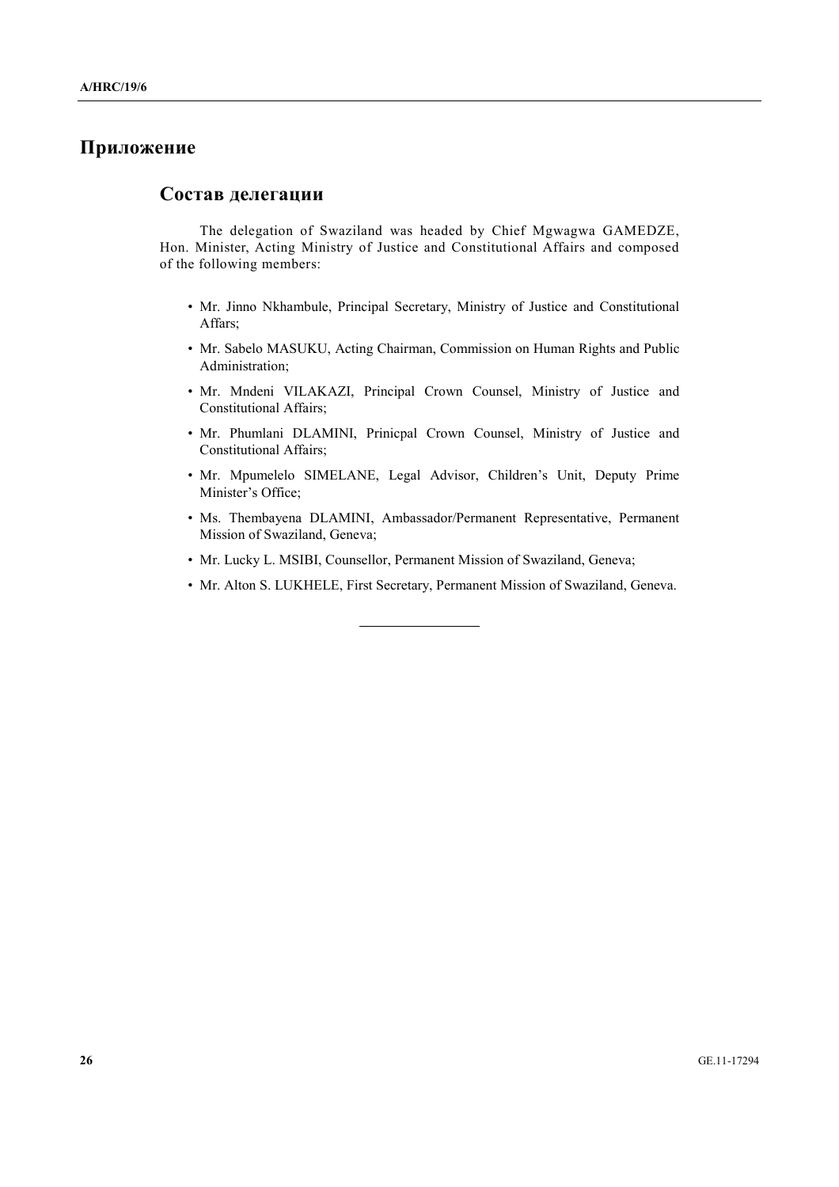# Приложение

## Состав делегации

The delegation of Swaziland was headed by Chief Mgwagwa GAMEDZE, Hon. Minister, Acting Ministry of Justice and Constitutional Affairs and composed of the following members:

- Mr. Jinno Nkhambule, Principal Secretary, Ministry of Justice and Constitutional Affars;
- Mr. Sabelo MASUKU, Acting Chairman, Commission on Human Rights and Public Administration;
- Mr. Mndeni VILAKAZI, Principal Crown Counsel, Ministry of Justice and Constitutional Affairs;
- Mr. Phumlani DLAMINI, Prinicpal Crown Counsel, Ministry of Justice and Constitutional Affairs;
- Mr. Mpumelelo SIMELANE, Legal Advisor, Children's Unit, Deputy Prime Minister's Office;
- Ms. Thembayena DLAMINI, Ambassador/Permanent Representative, Permanent Mission of Swaziland, Geneva;
- Mr. Lucky L. MSIBI, Counsellor, Permanent Mission of Swaziland, Geneva;
- Mr. Alton S. LUKHELE, First Secretary, Permanent Mission of Swaziland, Geneva.